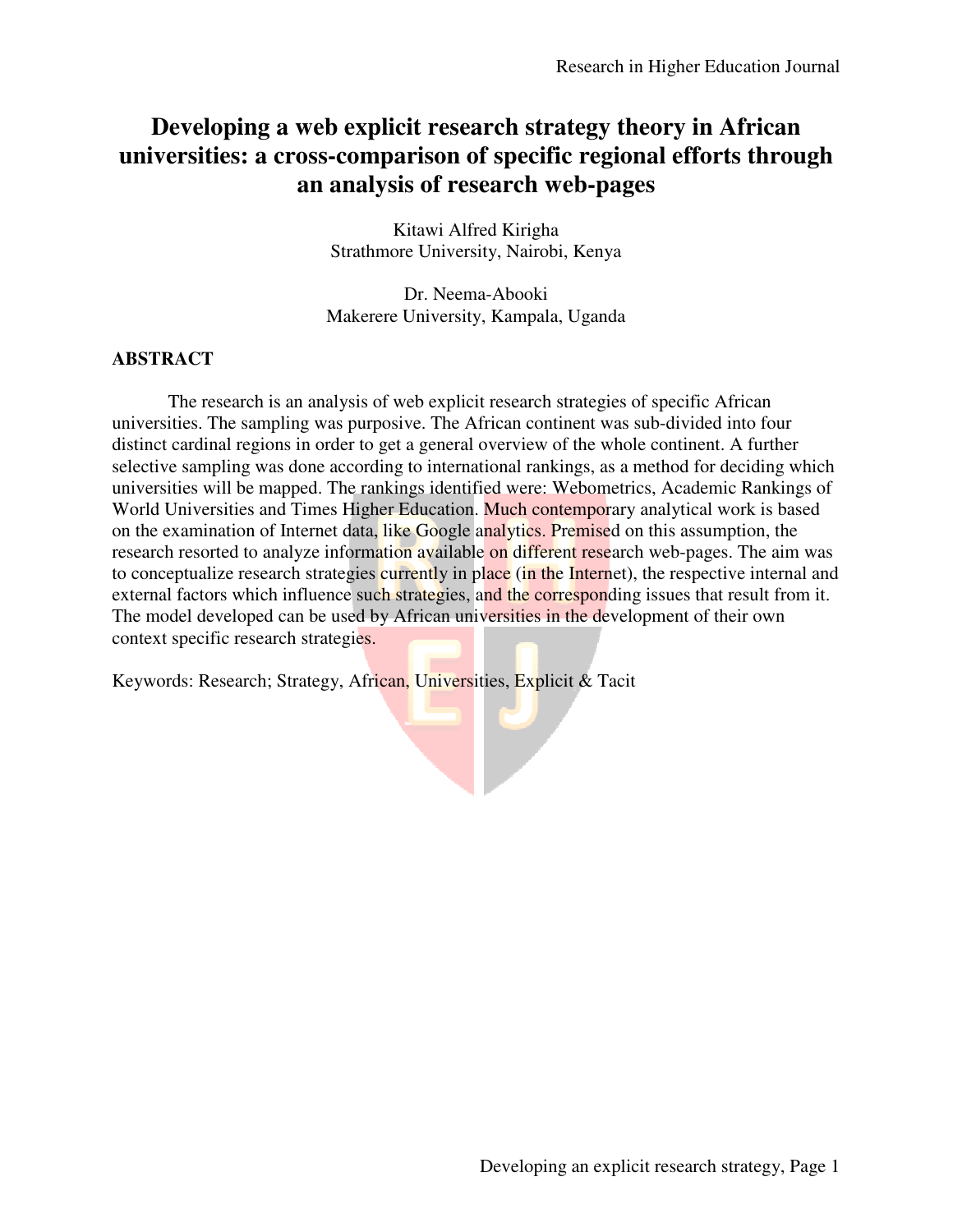# Developing a web explicit research strategy theory in African universities: a cross-comparison of specific regional efforts through an analysis of research web-pages

Kitawi Alfred Kirigha
Strathmore University, Nairobi, Kenya

Dr. Neema-Abooki
Makerere University, Kampala, Uganda

## ABSTRACT

The research is an analysis of web explicit research strategies of specific African universities. The sampling was purposive. The African continent was sub-divided into four distinct cardinal regions in order to get a general overview of the whole continent. A further selective sampling was done according to international rankings, as a method for deciding which universities will be mapped. The rankings identified were: Webometrics, Academic Rankings of World Universities and Times Higher Education. Much contemporary analytical work is based on the examination of Internet data, like Google analytics. Premised on this assumption, the research resorted to analyze information available on different research web-pages. The aim was to conceptualize research strategies currently in place (in the Internet), the respective internal and external factors which influence such strategies, and the corresponding issues that result from it. The model developed can be used by African universities in the development of their own context specific research strategies.

Keywords: Research; Strategy, African, Universities, Explicit & Tacit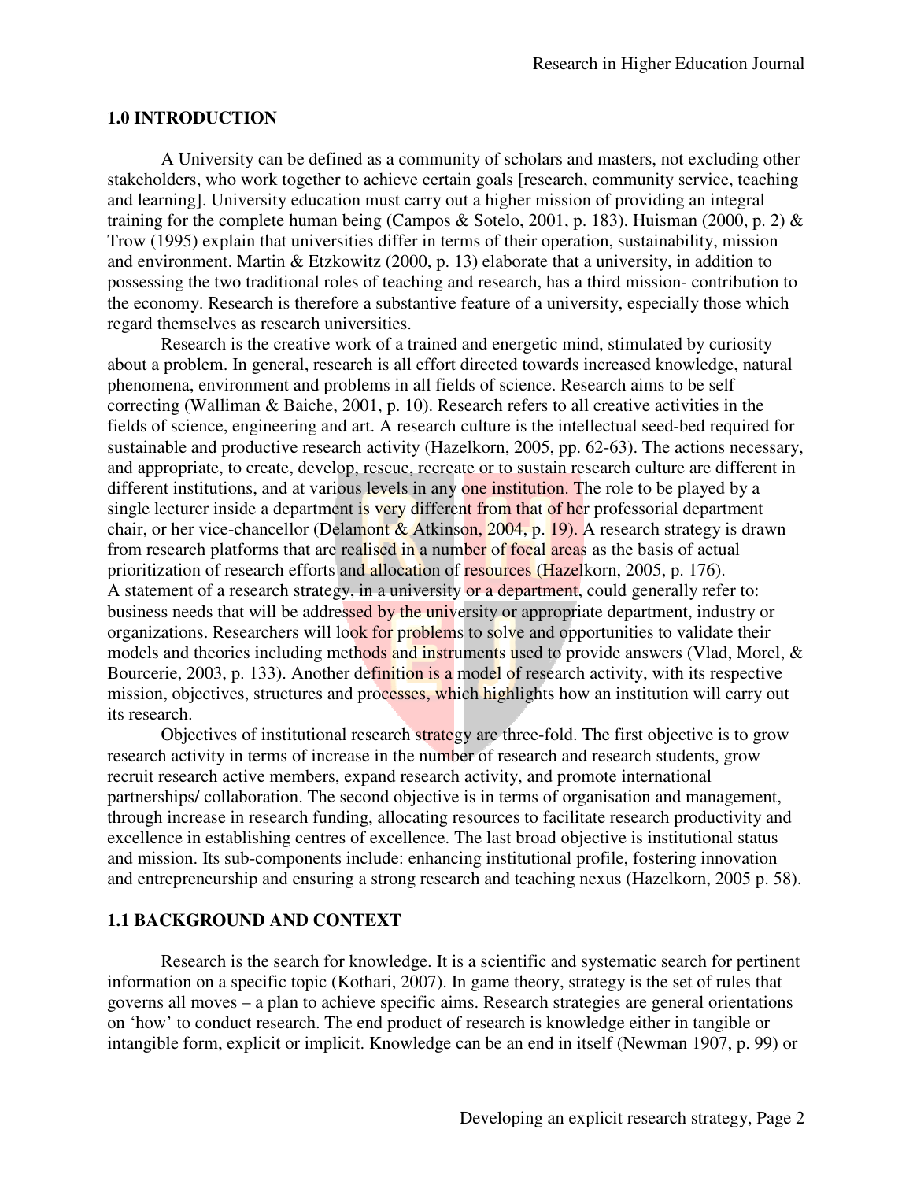## 1.0 INTRODUCTION

A University can be defined as a community of scholars and masters, not excluding other stakeholders, who work together to achieve certain goals [research, community service, teaching and learning]. University education must carry out a higher mission of providing an integral training for the complete human being (Campos & Sotelo, 2001, p. 183). Huisman (2000, p. 2) & Trow (1995) explain that universities differ in terms of their operation, sustainability, mission and environment. Martin & Etzkowitz (2000, p. 13) elaborate that a university, in addition to possessing the two traditional roles of teaching and research, has a third mission- contribution to the economy. Research is therefore a substantive feature of a university, especially those which regard themselves as research universities.

Research is the creative work of a trained and energetic mind, stimulated by curiosity about a problem. In general, research is all effort directed towards increased knowledge, natural phenomena, environment and problems in all fields of science. Research aims to be self correcting (Walliman & Baiche, 2001, p. 10). Research refers to all creative activities in the fields of science, engineering and art. A research culture is the intellectual seed-bed required for sustainable and productive research activity (Hazelkorn, 2005, pp. 62-63). The actions necessary, and appropriate, to create, develop, rescue, recreate or to sustain research culture are different in different institutions, and at various levels in any one institution. The role to be played by a single lecturer inside a department is very different from that of her professorial department chair, or her vice-chancellor (Delamont & Atkinson, 2004, p. 19). A research strategy is drawn from research platforms that are realised in a number of focal areas as the basis of actual prioritization of research efforts and allocation of resources (Hazelkorn, 2005, p. 176). A statement of a research strategy, in a university or a department, could generally refer to: business needs that will be addressed by the university or appropriate department, industry or organizations. Researchers will look for problems to solve and opportunities to validate their models and theories including methods and instruments used to provide answers (Vlad, Morel, & Bourcerie, 2003, p. 133). Another definition is a model of research activity, with its respective mission, objectives, structures and processes, which highlights how an institution will carry out its research.

Objectives of institutional research strategy are three-fold. The first objective is to grow research activity in terms of increase in the number of research and research students, grow recruit research active members, expand research activity, and promote international partnerships/ collaboration. The second objective is in terms of organisation and management, through increase in research funding, allocating resources to facilitate research productivity and excellence in establishing centres of excellence. The last broad objective is institutional status and mission. Its sub-components include: enhancing institutional profile, fostering innovation and entrepreneurship and ensuring a strong research and teaching nexus (Hazelkorn, 2005 p. 58).

## 1.1 BACKGROUND AND CONTEXT

Research is the search for knowledge. It is a scientific and systematic search for pertinent information on a specific topic (Kothari, 2007). In game theory, strategy is the set of rules that governs all moves – a plan to achieve specific aims. Research strategies are general orientations on 'how' to conduct research. The end product of research is knowledge either in tangible or intangible form, explicit or implicit. Knowledge can be an end in itself (Newman 1907, p. 99) or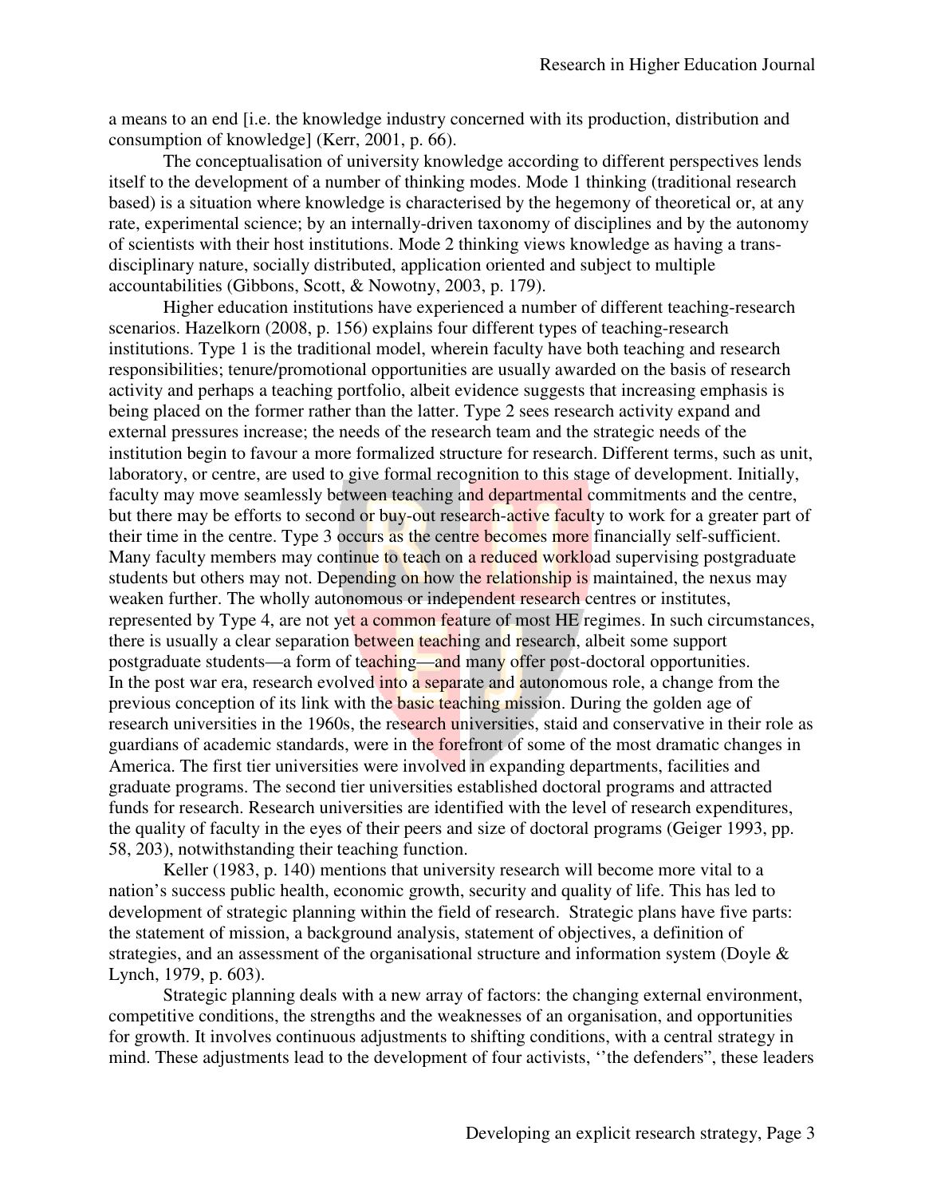a means to an end [i.e. the knowledge industry concerned with its production, distribution and consumption of knowledge] (Kerr, 2001, p. 66).

The conceptualisation of university knowledge according to different perspectives lends itself to the development of a number of thinking modes. Mode 1 thinking (traditional research based) is a situation where knowledge is characterised by the hegemony of theoretical or, at any rate, experimental science; by an internally-driven taxonomy of disciplines and by the autonomy of scientists with their host institutions. Mode 2 thinking views knowledge as having a trans-disciplinary nature, socially distributed, application oriented and subject to multiple accountabilities (Gibbons, Scott, & Nowotny, 2003, p. 179).

Higher education institutions have experienced a number of different teaching-research scenarios. Hazelkorn (2008, p. 156) explains four different types of teaching-research institutions. Type 1 is the traditional model, wherein faculty have both teaching and research responsibilities; tenure/promotional opportunities are usually awarded on the basis of research activity and perhaps a teaching portfolio, albeit evidence suggests that increasing emphasis is being placed on the former rather than the latter. Type 2 sees research activity expand and external pressures increase; the needs of the research team and the strategic needs of the institution begin to favour a more formalized structure for research. Different terms, such as unit, laboratory, or centre, are used to give formal recognition to this stage of development. Initially, faculty may move seamlessly between teaching and departmental commitments and the centre, but there may be efforts to second or buy-out research-active faculty to work for a greater part of their time in the centre. Type 3 occurs as the centre becomes more financially self-sufficient. Many faculty members may continue to teach on a reduced workload supervising postgraduate students but others may not. Depending on how the relationship is maintained, the nexus may weaken further. The wholly autonomous or independent research centres or institutes, represented by Type 4, are not yet a common feature of most HE regimes. In such circumstances, there is usually a clear separation between teaching and research, albeit some support postgraduate students—a form of teaching—and many offer post-doctoral opportunities. In the post war era, research evolved into a separate and autonomous role, a change from the previous conception of its link with the basic teaching mission. During the golden age of research universities in the 1960s, the research universities, staid and conservative in their role as guardians of academic standards, were in the forefront of some of the most dramatic changes in America. The first tier universities were involved in expanding departments, facilities and graduate programs. The second tier universities established doctoral programs and attracted funds for research. Research universities are identified with the level of research expenditures, the quality of faculty in the eyes of their peers and size of doctoral programs (Geiger 1993, pp. 58, 203), notwithstanding their teaching function.

Keller (1983, p. 140) mentions that university research will become more vital to a nation's success public health, economic growth, security and quality of life. This has led to development of strategic planning within the field of research. Strategic plans have five parts: the statement of mission, a background analysis, statement of objectives, a definition of strategies, and an assessment of the organisational structure and information system (Doyle & Lynch, 1979, p. 603).

Strategic planning deals with a new array of factors: the changing external environment, competitive conditions, the strengths and the weaknesses of an organisation, and opportunities for growth. It involves continuous adjustments to shifting conditions, with a central strategy in mind. These adjustments lead to the development of four activists, ''the defenders", these leaders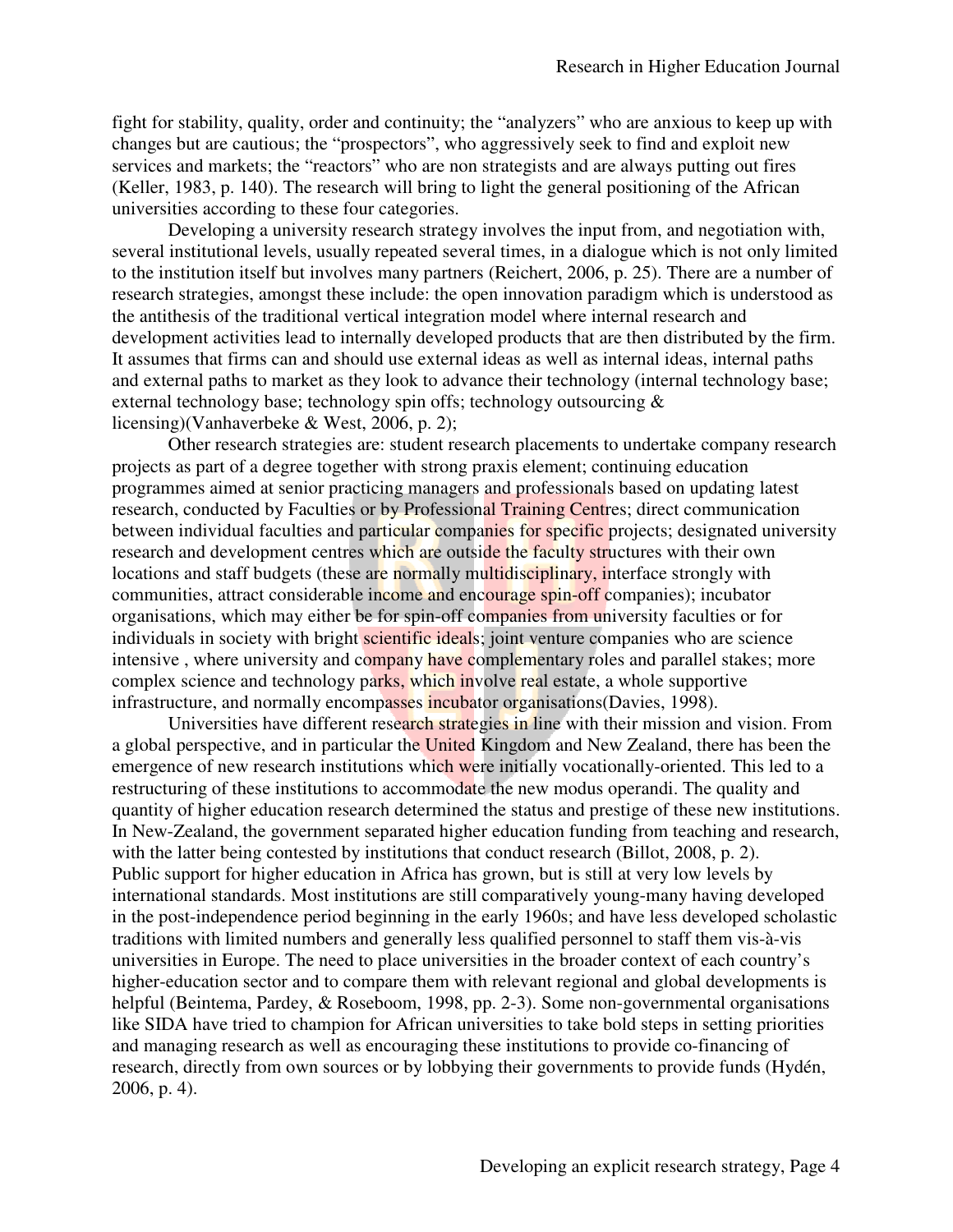fight for stability, quality, order and continuity; the "analyzers" who are anxious to keep up with changes but are cautious; the "prospectors", who aggressively seek to find and exploit new services and markets; the "reactors" who are non strategists and are always putting out fires (Keller, 1983, p. 140). The research will bring to light the general positioning of the African universities according to these four categories.

Developing a university research strategy involves the input from, and negotiation with, several institutional levels, usually repeated several times, in a dialogue which is not only limited to the institution itself but involves many partners (Reichert, 2006, p. 25). There are a number of research strategies, amongst these include: the open innovation paradigm which is understood as the antithesis of the traditional vertical integration model where internal research and development activities lead to internally developed products that are then distributed by the firm. It assumes that firms can and should use external ideas as well as internal ideas, internal paths and external paths to market as they look to advance their technology (internal technology base; external technology base; technology spin offs; technology outsourcing & licensing)(Vanhaverbeke & West, 2006, p. 2);

Other research strategies are: student research placements to undertake company research projects as part of a degree together with strong praxis element; continuing education programmes aimed at senior practicing managers and professionals based on updating latest research, conducted by Faculties or by Professional Training Centres; direct communication between individual faculties and particular companies for specific projects; designated university research and development centres which are outside the faculty structures with their own locations and staff budgets (these are normally multidisciplinary, interface strongly with communities, attract considerable income and encourage spin-off companies); incubator organisations, which may either be for spin-off companies from university faculties or for individuals in society with bright scientific ideals; joint venture companies who are science intensive , where university and company have complementary roles and parallel stakes; more complex science and technology parks, which involve real estate, a whole supportive infrastructure, and normally encompasses incubator organisations(Davies, 1998).

Universities have different research strategies in line with their mission and vision. From a global perspective, and in particular the United Kingdom and New Zealand, there has been the emergence of new research institutions which were initially vocationally-oriented. This led to a restructuring of these institutions to accommodate the new modus operandi. The quality and quantity of higher education research determined the status and prestige of these new institutions. In New-Zealand, the government separated higher education funding from teaching and research, with the latter being contested by institutions that conduct research (Billot, 2008, p. 2).
Public support for higher education in Africa has grown, but is still at very low levels by international standards. Most institutions are still comparatively young-many having developed in the post-independence period beginning in the early 1960s; and have less developed scholastic traditions with limited numbers and generally less qualified personnel to staff them vis-à-vis universities in Europe. The need to place universities in the broader context of each country's higher-education sector and to compare them with relevant regional and global developments is helpful (Beintema, Pardey, & Roseboom, 1998, pp. 2-3). Some non-governmental organisations like SIDA have tried to champion for African universities to take bold steps in setting priorities and managing research as well as encouraging these institutions to provide co-financing of research, directly from own sources or by lobbying their governments to provide funds (Hydén, 2006, p. 4).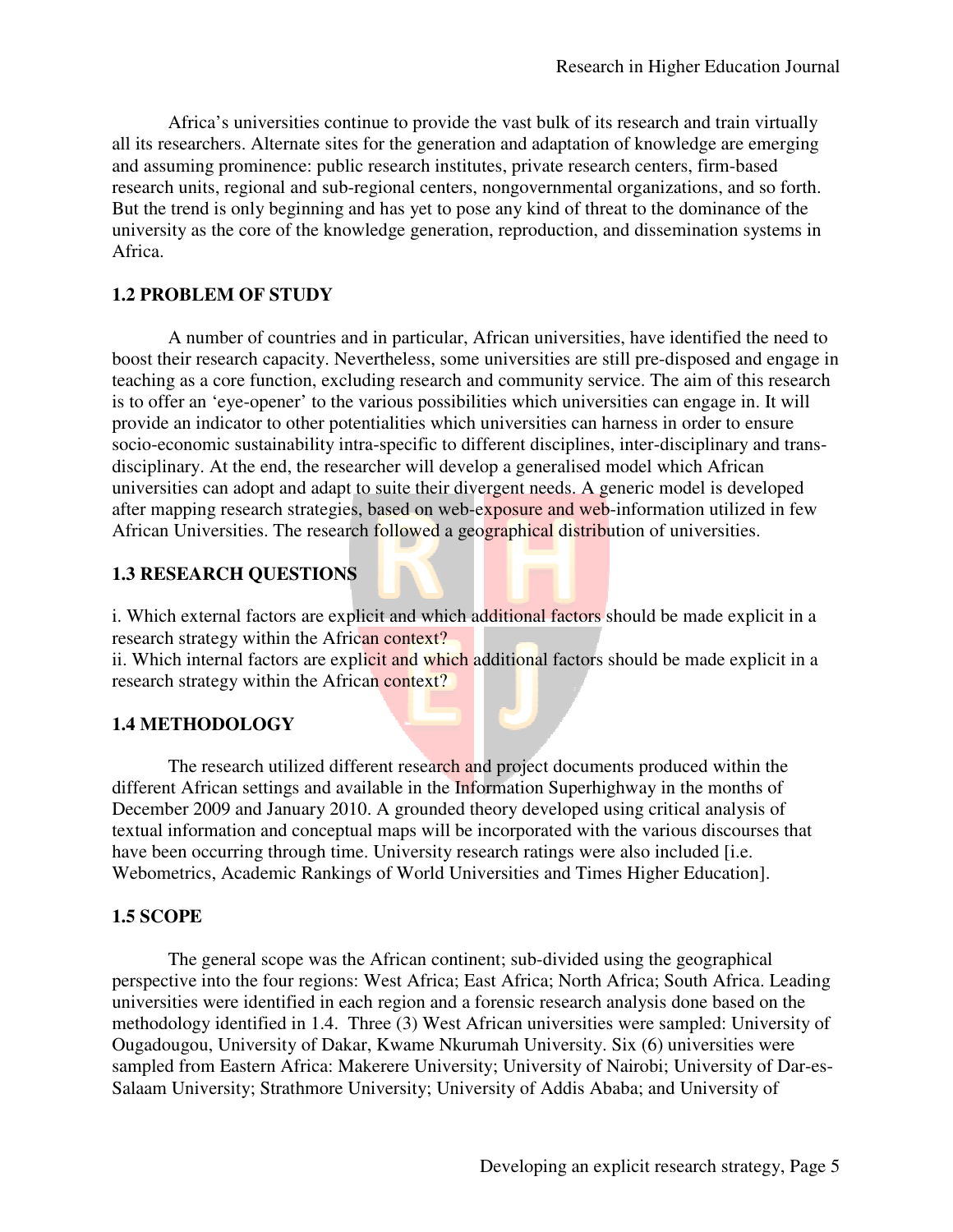Africa's universities continue to provide the vast bulk of its research and train virtually all its researchers. Alternate sites for the generation and adaptation of knowledge are emerging and assuming prominence: public research institutes, private research centers, firm-based research units, regional and sub-regional centers, nongovernmental organizations, and so forth. But the trend is only beginning and has yet to pose any kind of threat to the dominance of the university as the core of the knowledge generation, reproduction, and dissemination systems in Africa.

## 1.2 PROBLEM OF STUDY

A number of countries and in particular, African universities, have identified the need to boost their research capacity. Nevertheless, some universities are still pre-disposed and engage in teaching as a core function, excluding research and community service. The aim of this research is to offer an 'eye-opener' to the various possibilities which universities can engage in. It will provide an indicator to other potentialities which universities can harness in order to ensure socio-economic sustainability intra-specific to different disciplines, inter-disciplinary and trans-disciplinary. At the end, the researcher will develop a generalised model which African universities can adopt and adapt to suite their divergent needs. A generic model is developed after mapping research strategies, based on web-exposure and web-information utilized in few African Universities. The research followed a geographical distribution of universities.

## 1.3 RESEARCH QUESTIONS

i. Which external factors are explicit and which additional factors should be made explicit in a research strategy within the African context?
ii. Which internal factors are explicit and which additional factors should be made explicit in a research strategy within the African context?

## 1.4 METHODOLOGY

The research utilized different research and project documents produced within the different African settings and available in the Information Superhighway in the months of December 2009 and January 2010. A grounded theory developed using critical analysis of textual information and conceptual maps will be incorporated with the various discourses that have been occurring through time. University research ratings were also included [i.e. Webometrics, Academic Rankings of World Universities and Times Higher Education].

## 1.5 SCOPE

The general scope was the African continent; sub-divided using the geographical perspective into the four regions: West Africa; East Africa; North Africa; South Africa. Leading universities were identified in each region and a forensic research analysis done based on the methodology identified in 1.4. Three (3) West African universities were sampled: University of Ougadougou, University of Dakar, Kwame Nkurumah University. Six (6) universities were sampled from Eastern Africa: Makerere University; University of Nairobi; University of Dar-es-Salaam University; Strathmore University; University of Addis Ababa; and University of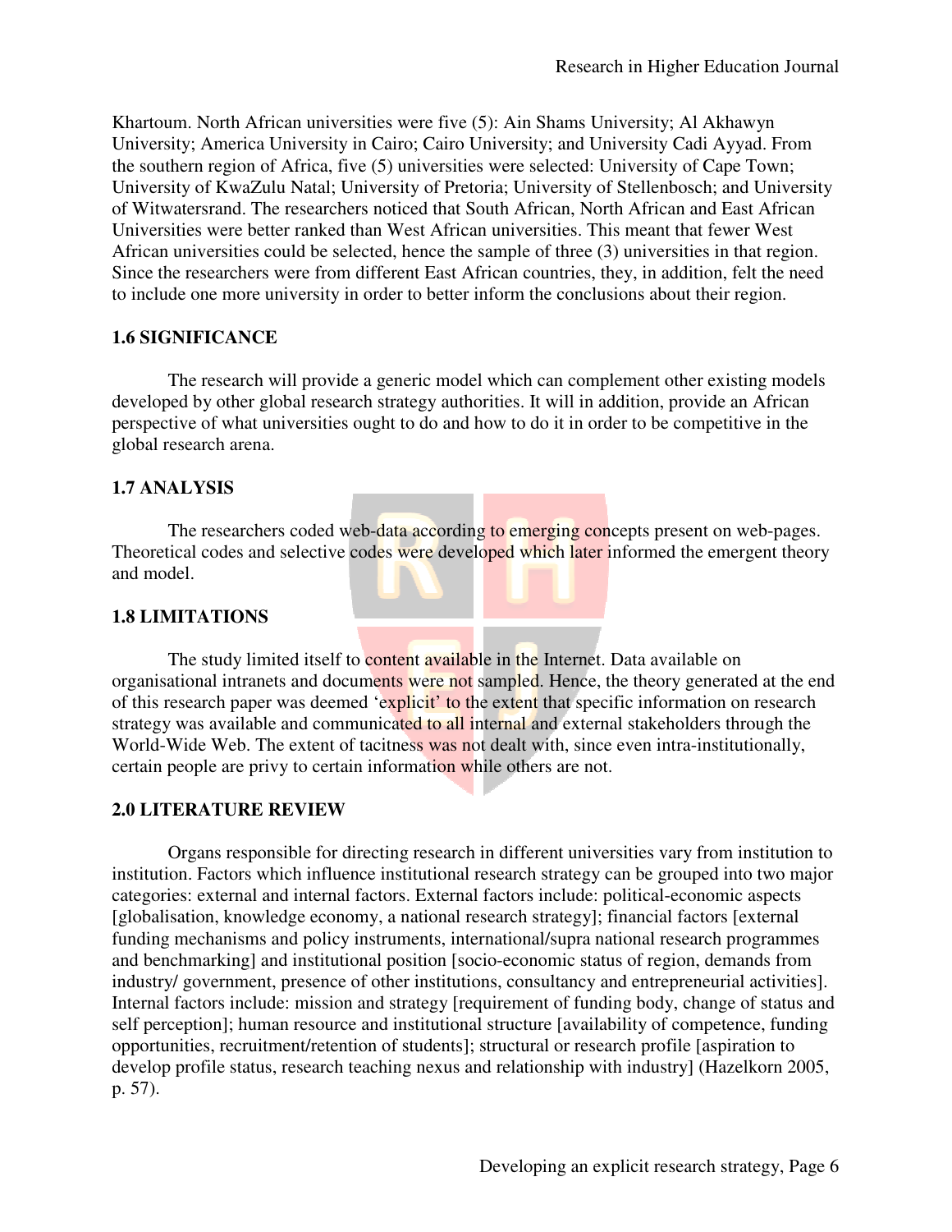Khartoum. North African universities were five (5): Ain Shams University; Al Akhawyn University; America University in Cairo; Cairo University; and University Cadi Ayyad. From the southern region of Africa, five (5) universities were selected: University of Cape Town; University of KwaZulu Natal; University of Pretoria; University of Stellenbosch; and University of Witwatersrand. The researchers noticed that South African, North African and East African Universities were better ranked than West African universities. This meant that fewer West African universities could be selected, hence the sample of three (3) universities in that region. Since the researchers were from different East African countries, they, in addition, felt the need to include one more university in order to better inform the conclusions about their region.

## 1.6 SIGNIFICANCE

The research will provide a generic model which can complement other existing models developed by other global research strategy authorities. It will in addition, provide an African perspective of what universities ought to do and how to do it in order to be competitive in the global research arena.

## 1.7 ANALYSIS

The researchers coded web-data according to emerging concepts present on web-pages. Theoretical codes and selective codes were developed which later informed the emergent theory and model.

## 1.8 LIMITATIONS

The study limited itself to content available in the Internet. Data available on organisational intranets and documents were not sampled. Hence, the theory generated at the end of this research paper was deemed 'explicit' to the extent that specific information on research strategy was available and communicated to all internal and external stakeholders through the World-Wide Web. The extent of tacitness was not dealt with, since even intra-institutionally, certain people are privy to certain information while others are not.

## 2.0 LITERATURE REVIEW

Organs responsible for directing research in different universities vary from institution to institution. Factors which influence institutional research strategy can be grouped into two major categories: external and internal factors. External factors include: political-economic aspects [globalisation, knowledge economy, a national research strategy]; financial factors [external funding mechanisms and policy instruments, international/supra national research programmes and benchmarking] and institutional position [socio-economic status of region, demands from industry/ government, presence of other institutions, consultancy and entrepreneurial activities]. Internal factors include: mission and strategy [requirement of funding body, change of status and self perception]; human resource and institutional structure [availability of competence, funding opportunities, recruitment/retention of students]; structural or research profile [aspiration to develop profile status, research teaching nexus and relationship with industry] (Hazelkorn 2005, p. 57).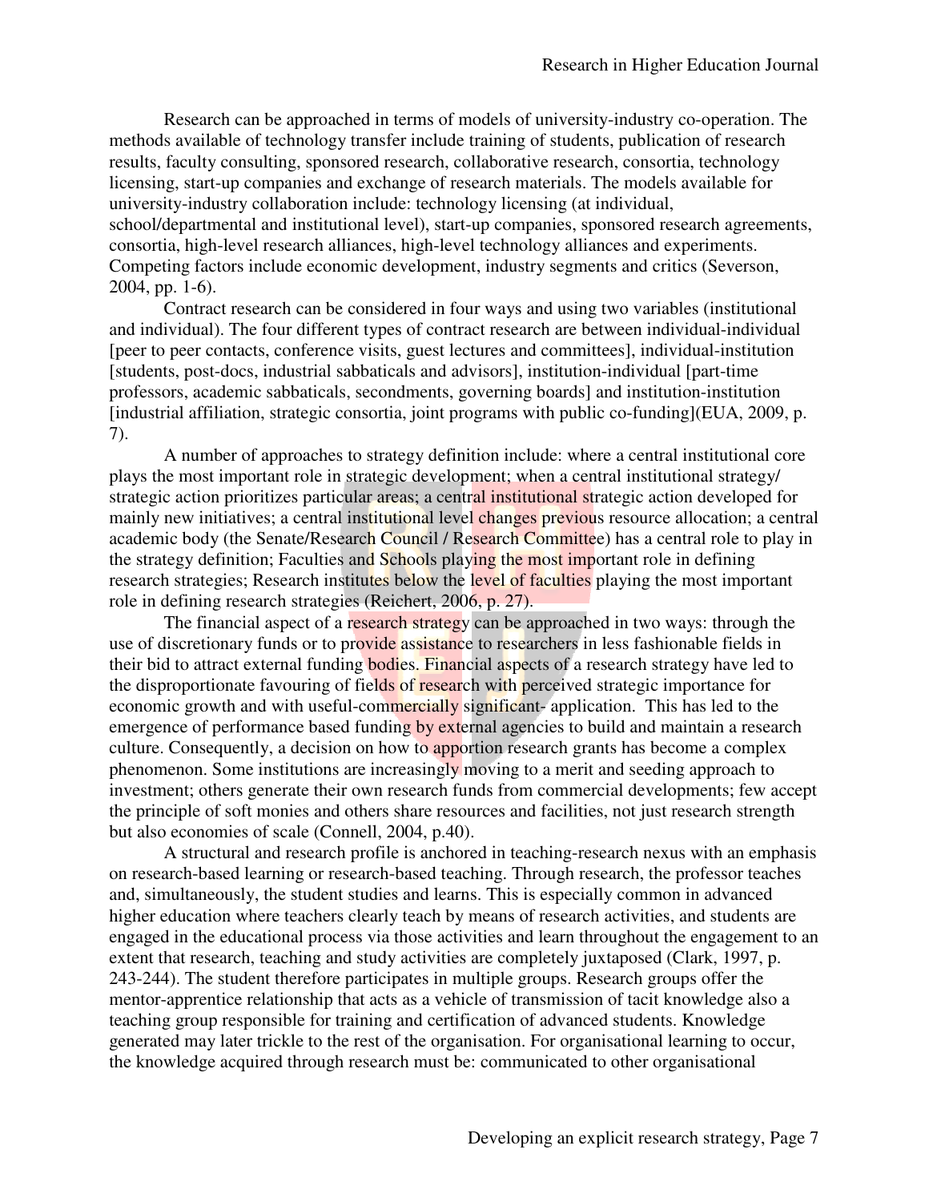Research can be approached in terms of models of university-industry co-operation. The methods available of technology transfer include training of students, publication of research results, faculty consulting, sponsored research, collaborative research, consortia, technology licensing, start-up companies and exchange of research materials. The models available for university-industry collaboration include: technology licensing (at individual, school/departmental and institutional level), start-up companies, sponsored research agreements, consortia, high-level research alliances, high-level technology alliances and experiments. Competing factors include economic development, industry segments and critics (Severson, 2004, pp. 1-6).

Contract research can be considered in four ways and using two variables (institutional and individual). The four different types of contract research are between individual-individual [peer to peer contacts, conference visits, guest lectures and committees], individual-institution [students, post-docs, industrial sabbaticals and advisors], institution-individual [part-time professors, academic sabbaticals, secondments, governing boards] and institution-institution [industrial affiliation, strategic consortia, joint programs with public co-funding](EUA, 2009, p. 7).

A number of approaches to strategy definition include: where a central institutional core plays the most important role in strategic development; when a central institutional strategy/ strategic action prioritizes particular areas; a central institutional strategic action developed for mainly new initiatives; a central institutional level changes previous resource allocation; a central academic body (the Senate/Research Council / Research Committee) has a central role to play in the strategy definition; Faculties and Schools playing the most important role in defining research strategies; Research institutes below the level of faculties playing the most important role in defining research strategies (Reichert, 2006, p. 27).

The financial aspect of a research strategy can be approached in two ways: through the use of discretionary funds or to provide assistance to researchers in less fashionable fields in their bid to attract external funding bodies. Financial aspects of a research strategy have led to the disproportionate favouring of fields of research with perceived strategic importance for economic growth and with useful-commercially significant- application. This has led to the emergence of performance based funding by external agencies to build and maintain a research culture. Consequently, a decision on how to apportion research grants has become a complex phenomenon. Some institutions are increasingly moving to a merit and seeding approach to investment; others generate their own research funds from commercial developments; few accept the principle of soft monies and others share resources and facilities, not just research strength but also economies of scale (Connell, 2004, p.40).

A structural and research profile is anchored in teaching-research nexus with an emphasis on research-based learning or research-based teaching. Through research, the professor teaches and, simultaneously, the student studies and learns. This is especially common in advanced higher education where teachers clearly teach by means of research activities, and students are engaged in the educational process via those activities and learn throughout the engagement to an extent that research, teaching and study activities are completely juxtaposed (Clark, 1997, p. 243-244). The student therefore participates in multiple groups. Research groups offer the mentor-apprentice relationship that acts as a vehicle of transmission of tacit knowledge also a teaching group responsible for training and certification of advanced students. Knowledge generated may later trickle to the rest of the organisation. For organisational learning to occur, the knowledge acquired through research must be: communicated to other organisational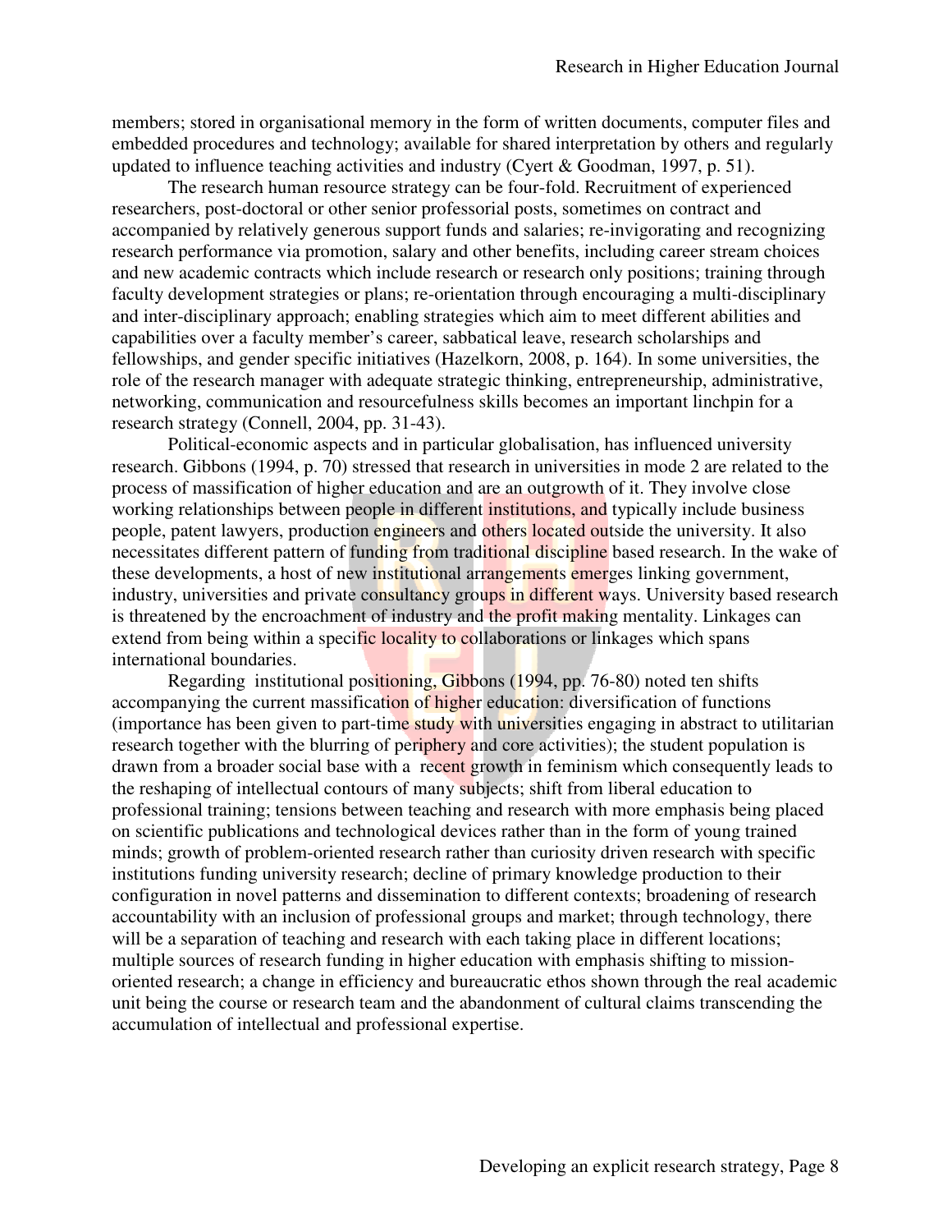members; stored in organisational memory in the form of written documents, computer files and embedded procedures and technology; available for shared interpretation by others and regularly updated to influence teaching activities and industry (Cyert & Goodman, 1997, p. 51).

The research human resource strategy can be four-fold. Recruitment of experienced researchers, post-doctoral or other senior professorial posts, sometimes on contract and accompanied by relatively generous support funds and salaries; re-invigorating and recognizing research performance via promotion, salary and other benefits, including career stream choices and new academic contracts which include research or research only positions; training through faculty development strategies or plans; re-orientation through encouraging a multi-disciplinary and inter-disciplinary approach; enabling strategies which aim to meet different abilities and capabilities over a faculty member's career, sabbatical leave, research scholarships and fellowships, and gender specific initiatives (Hazelkorn, 2008, p. 164). In some universities, the role of the research manager with adequate strategic thinking, entrepreneurship, administrative, networking, communication and resourcefulness skills becomes an important linchpin for a research strategy (Connell, 2004, pp. 31-43).

Political-economic aspects and in particular globalisation, has influenced university research. Gibbons (1994, p. 70) stressed that research in universities in mode 2 are related to the process of massification of higher education and are an outgrowth of it. They involve close working relationships between people in different institutions, and typically include business people, patent lawyers, production engineers and others located outside the university. It also necessitates different pattern of funding from traditional discipline based research. In the wake of these developments, a host of new institutional arrangements emerges linking government, industry, universities and private consultancy groups in different ways. University based research is threatened by the encroachment of industry and the profit making mentality. Linkages can extend from being within a specific locality to collaborations or linkages which spans international boundaries.

Regarding institutional positioning, Gibbons (1994, pp. 76-80) noted ten shifts accompanying the current massification of higher education: diversification of functions (importance has been given to part-time study with universities engaging in abstract to utilitarian research together with the blurring of periphery and core activities); the student population is drawn from a broader social base with a recent growth in feminism which consequently leads to the reshaping of intellectual contours of many subjects; shift from liberal education to professional training; tensions between teaching and research with more emphasis being placed on scientific publications and technological devices rather than in the form of young trained minds; growth of problem-oriented research rather than curiosity driven research with specific institutions funding university research; decline of primary knowledge production to their configuration in novel patterns and dissemination to different contexts; broadening of research accountability with an inclusion of professional groups and market; through technology, there will be a separation of teaching and research with each taking place in different locations; multiple sources of research funding in higher education with emphasis shifting to mission-oriented research; a change in efficiency and bureaucratic ethos shown through the real academic unit being the course or research team and the abandonment of cultural claims transcending the accumulation of intellectual and professional expertise.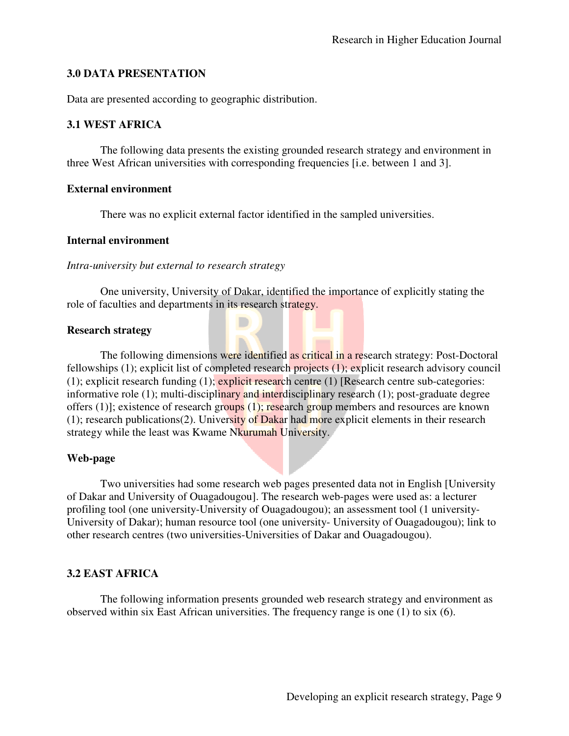## 3.0 DATA PRESENTATION

Data are presented according to geographic distribution.

### 3.1 WEST AFRICA

The following data presents the existing grounded research strategy and environment in three West African universities with corresponding frequencies [i.e. between 1 and 3].

**External environment**

There was no explicit external factor identified in the sampled universities.

**Internal environment**

*Intra-university but external to research strategy*

One university, University of Dakar, identified the importance of explicitly stating the role of faculties and departments in its research strategy.

**Research strategy**

The following dimensions were identified as critical in a research strategy: Post-Doctoral fellowships (1); explicit list of completed research projects (1); explicit research advisory council (1); explicit research funding (1); explicit research centre (1) [Research centre sub-categories: informative role (1); multi-disciplinary and interdisciplinary research (1); post-graduate degree offers (1)]; existence of research groups (1); research group members and resources are known (1); research publications(2). University of Dakar had more explicit elements in their research strategy while the least was Kwame Nkurumah University.

**Web-page**

Two universities had some research web pages presented data not in English [University of Dakar and University of Ouagadougou]. The research web-pages were used as: a lecturer profiling tool (one university-University of Ouagadougou); an assessment tool (1 university-University of Dakar); human resource tool (one university- University of Ouagadougou); link to other research centres (two universities-Universities of Dakar and Ouagadougou).

### 3.2 EAST AFRICA

The following information presents grounded web research strategy and environment as observed within six East African universities. The frequency range is one (1) to six (6).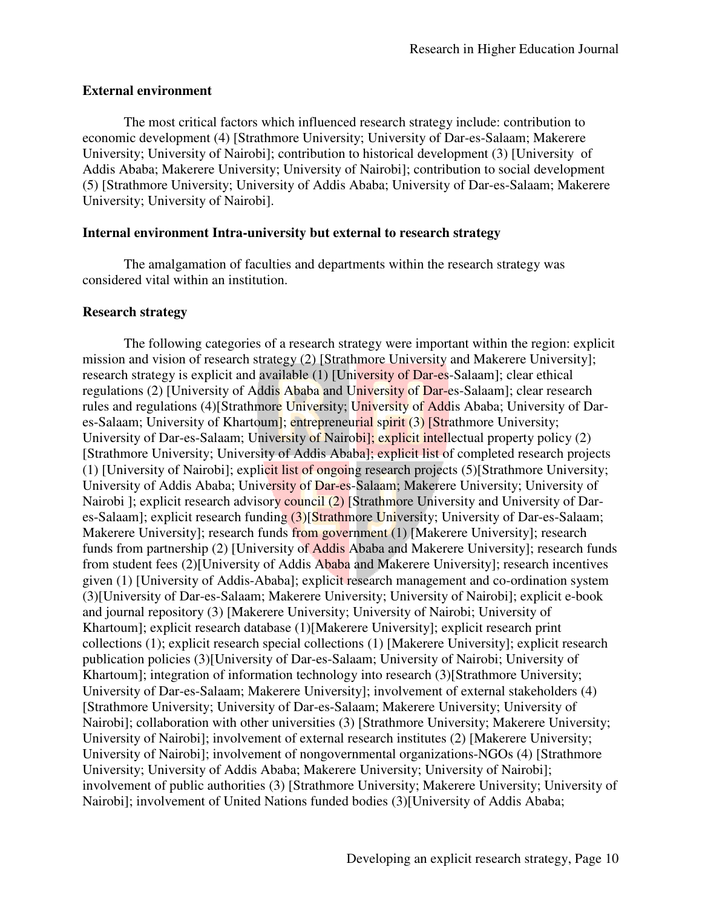### External environment

The most critical factors which influenced research strategy include: contribution to economic development (4) [Strathmore University; University of Dar-es-Salaam; Makerere University; University of Nairobi]; contribution to historical development (3) [University of Addis Ababa; Makerere University; University of Nairobi]; contribution to social development (5) [Strathmore University; University of Addis Ababa; University of Dar-es-Salaam; Makerere University; University of Nairobi].

### Internal environment Intra-university but external to research strategy

The amalgamation of faculties and departments within the research strategy was considered vital within an institution.

### Research strategy

The following categories of a research strategy were important within the region: explicit mission and vision of research strategy (2) [Strathmore University and Makerere University]; research strategy is explicit and available (1) [University of Dar-es-Salaam]; clear ethical regulations (2) [University of Addis Ababa and University of Dar-es-Salaam]; clear research rules and regulations (4)[Strathmore University; University of Addis Ababa; University of Dar-es-Salaam; University of Khartoum]; entrepreneurial spirit (3) [Strathmore University; University of Dar-es-Salaam; University of Nairobi]; explicit intellectual property policy (2) [Strathmore University; University of Addis Ababa]; explicit list of completed research projects (1) [University of Nairobi]; explicit list of ongoing research projects (5)[Strathmore University; University of Addis Ababa; University of Dar-es-Salaam; Makerere University; University of Nairobi ]; explicit research advisory council (2) [Strathmore University and University of Dar-es-Salaam]; explicit research funding (3)[Strathmore University; University of Dar-es-Salaam; Makerere University]; research funds from government (1) [Makerere University]; research funds from partnership (2) [University of Addis Ababa and Makerere University]; research funds from student fees (2)[University of Addis Ababa and Makerere University]; research incentives given (1) [University of Addis-Ababa]; explicit research management and co-ordination system (3)[University of Dar-es-Salaam; Makerere University; University of Nairobi]; explicit e-book and journal repository (3) [Makerere University; University of Nairobi; University of Khartoum]; explicit research database (1)[Makerere University]; explicit research print collections (1); explicit research special collections (1) [Makerere University]; explicit research publication policies (3)[University of Dar-es-Salaam; University of Nairobi; University of Khartoum]; integration of information technology into research (3)[Strathmore University; University of Dar-es-Salaam; Makerere University]; involvement of external stakeholders (4) [Strathmore University; University of Dar-es-Salaam; Makerere University; University of Nairobi]; collaboration with other universities (3) [Strathmore University; Makerere University; University of Nairobi]; involvement of external research institutes (2) [Makerere University; University of Nairobi]; involvement of nongovernmental organizations-NGOs (4) [Strathmore University; University of Addis Ababa; Makerere University; University of Nairobi]; involvement of public authorities (3) [Strathmore University; Makerere University; University of Nairobi]; involvement of United Nations funded bodies (3)[University of Addis Ababa;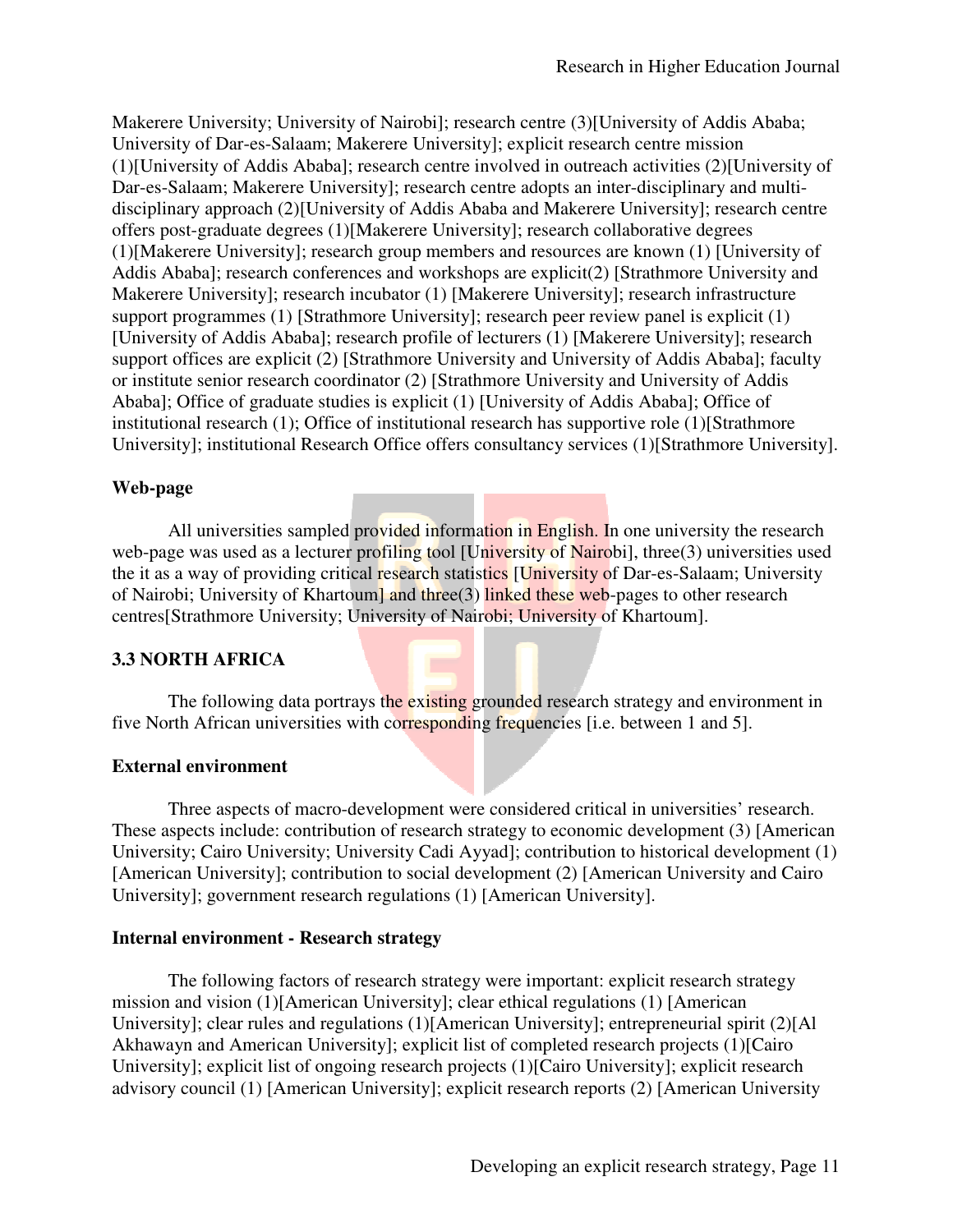Makerere University; University of Nairobi]; research centre (3)[University of Addis Ababa; University of Dar-es-Salaam; Makerere University]; explicit research centre mission (1)[University of Addis Ababa]; research centre involved in outreach activities (2)[University of Dar-es-Salaam; Makerere University]; research centre adopts an inter-disciplinary and multi-disciplinary approach (2)[University of Addis Ababa and Makerere University]; research centre offers post-graduate degrees (1)[Makerere University]; research collaborative degrees (1)[Makerere University]; research group members and resources are known (1) [University of Addis Ababa]; research conferences and workshops are explicit(2) [Strathmore University and Makerere University]; research incubator (1) [Makerere University]; research infrastructure support programmes (1) [Strathmore University]; research peer review panel is explicit (1) [University of Addis Ababa]; research profile of lecturers (1) [Makerere University]; research support offices are explicit (2) [Strathmore University and University of Addis Ababa]; faculty or institute senior research coordinator (2) [Strathmore University and University of Addis Ababa]; Office of graduate studies is explicit (1) [University of Addis Ababa]; Office of institutional research (1); Office of institutional research has supportive role (1)[Strathmore University]; institutional Research Office offers consultancy services (1)[Strathmore University].

**Web-page**

All universities sampled provided information in English. In one university the research web-page was used as a lecturer profiling tool [University of Nairobi], three(3) universities used the it as a way of providing critical research statistics [University of Dar-es-Salaam; University of Nairobi; University of Khartoum] and three(3) linked these web-pages to other research centres[Strathmore University; University of Nairobi; University of Khartoum].

## 3.3 NORTH AFRICA

The following data portrays the existing grounded research strategy and environment in five North African universities with corresponding frequencies [i.e. between 1 and 5].

**External environment**

Three aspects of macro-development were considered critical in universities' research. These aspects include: contribution of research strategy to economic development (3) [American University; Cairo University; University Cadi Ayyad]; contribution to historical development (1) [American University]; contribution to social development (2) [American University and Cairo University]; government research regulations (1) [American University].

**Internal environment - Research strategy**

The following factors of research strategy were important: explicit research strategy mission and vision (1)[American University]; clear ethical regulations (1) [American University]; clear rules and regulations (1)[American University]; entrepreneurial spirit (2)[Al Akhawayn and American University]; explicit list of completed research projects (1)[Cairo University]; explicit list of ongoing research projects (1)[Cairo University]; explicit research advisory council (1) [American University]; explicit research reports (2) [American University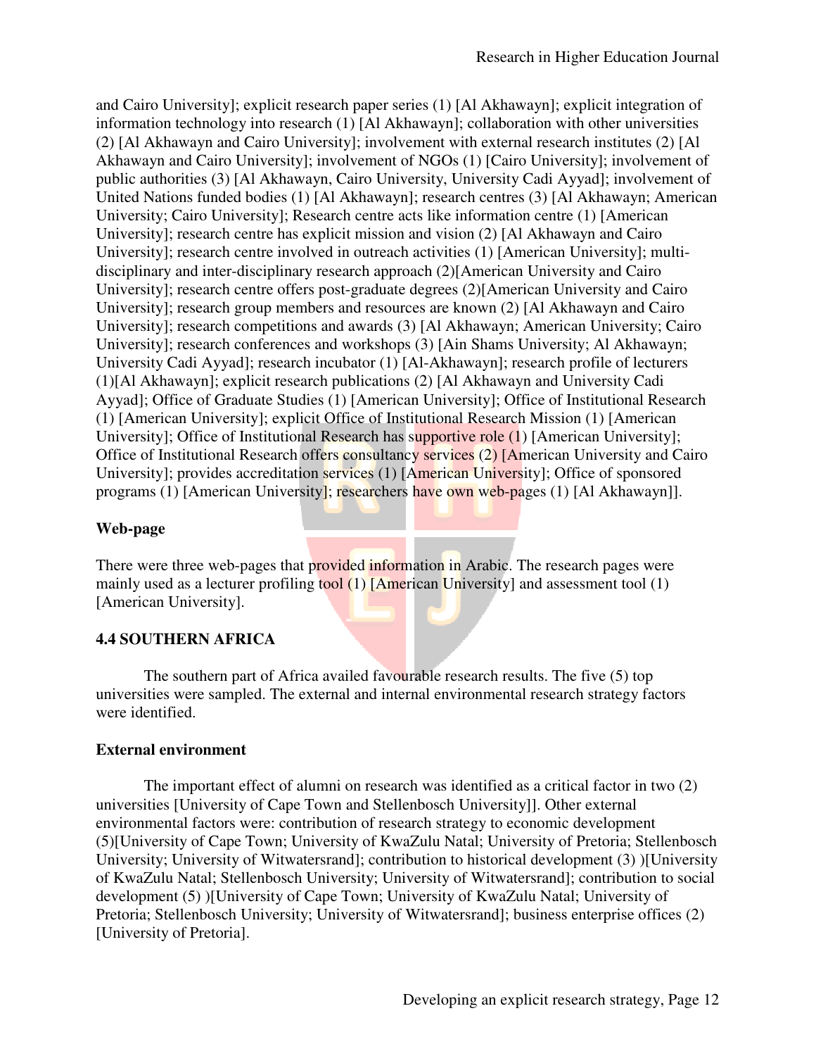and Cairo University]; explicit research paper series (1) [Al Akhawayn]; explicit integration of information technology into research (1) [Al Akhawayn]; collaboration with other universities (2) [Al Akhawayn and Cairo University]; involvement with external research institutes (2) [Al Akhawayn and Cairo University]; involvement of NGOs (1) [Cairo University]; involvement of public authorities (3) [Al Akhawayn, Cairo University, University Cadi Ayyad]; involvement of United Nations funded bodies (1) [Al Akhawayn]; research centres (3) [Al Akhawayn; American University; Cairo University]; Research centre acts like information centre (1) [American University]; research centre has explicit mission and vision (2) [Al Akhawayn and Cairo University]; research centre involved in outreach activities (1) [American University]; multi-disciplinary and inter-disciplinary research approach (2)[American University and Cairo University]; research centre offers post-graduate degrees (2)[American University and Cairo University]; research group members and resources are known (2) [Al Akhawayn and Cairo University]; research competitions and awards (3) [Al Akhawayn; American University; Cairo University]; research conferences and workshops (3) [Ain Shams University; Al Akhawayn; University Cadi Ayyad]; research incubator (1) [Al-Akhawayn]; research profile of lecturers (1)[Al Akhawayn]; explicit research publications (2) [Al Akhawayn and University Cadi Ayyad]; Office of Graduate Studies (1) [American University]; Office of Institutional Research (1) [American University]; explicit Office of Institutional Research Mission (1) [American University]; Office of Institutional Research has supportive role (1) [American University]; Office of Institutional Research offers consultancy services (2) [American University and Cairo University]; provides accreditation services (1) [American University]; Office of sponsored programs (1) [American University]; researchers have own web-pages (1) [Al Akhawayn]].

**Web-page**

There were three web-pages that provided information in Arabic. The research pages were mainly used as a lecturer profiling tool (1) [American University] and assessment tool (1) [American University].

## 4.4 SOUTHERN AFRICA

The southern part of Africa availed favourable research results. The five (5) top universities were sampled. The external and internal environmental research strategy factors were identified.

**External environment**

The important effect of alumni on research was identified as a critical factor in two (2) universities [University of Cape Town and Stellenbosch University]]. Other external environmental factors were: contribution of research strategy to economic development (5)[University of Cape Town; University of KwaZulu Natal; University of Pretoria; Stellenbosch University; University of Witwatersrand]; contribution to historical development (3) )[University of KwaZulu Natal; Stellenbosch University; University of Witwatersrand]; contribution to social development (5) )[University of Cape Town; University of KwaZulu Natal; University of Pretoria; Stellenbosch University; University of Witwatersrand]; business enterprise offices (2) [University of Pretoria].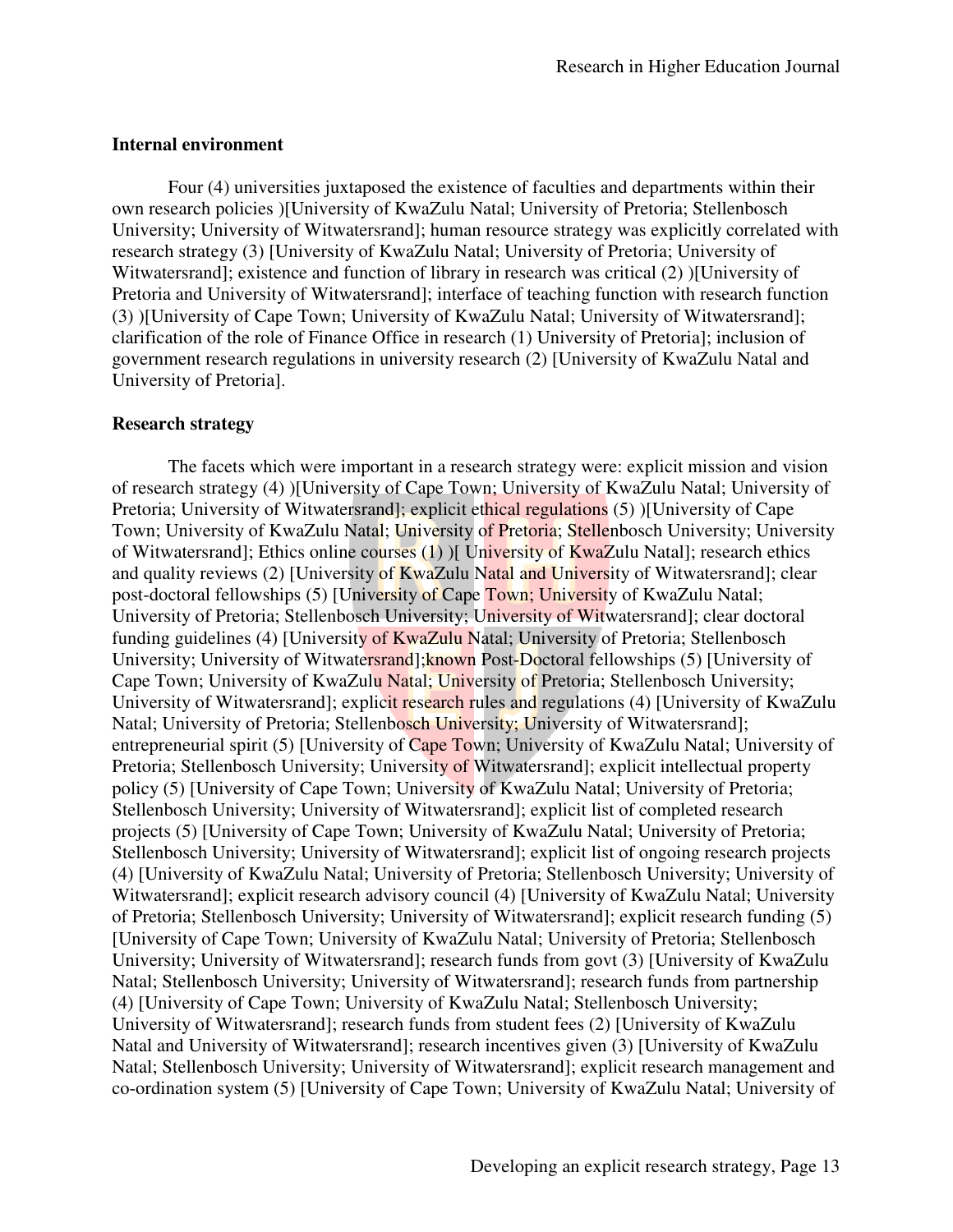**Internal environment**

Four (4) universities juxtaposed the existence of faculties and departments within their own research policies )[University of KwaZulu Natal; University of Pretoria; Stellenbosch University; University of Witwatersrand]; human resource strategy was explicitly correlated with research strategy (3) [University of KwaZulu Natal; University of Pretoria; University of Witwatersrand]; existence and function of library in research was critical (2) )[University of Pretoria and University of Witwatersrand]; interface of teaching function with research function (3) )[University of Cape Town; University of KwaZulu Natal; University of Witwatersrand]; clarification of the role of Finance Office in research (1) University of Pretoria]; inclusion of government research regulations in university research (2) [University of KwaZulu Natal and University of Pretoria].

**Research strategy**

The facets which were important in a research strategy were: explicit mission and vision of research strategy (4) )[University of Cape Town; University of KwaZulu Natal; University of Pretoria; University of Witwatersrand]; explicit ethical regulations (5) )[University of Cape Town; University of KwaZulu Natal; University of Pretoria; Stellenbosch University; University of Witwatersrand]; Ethics online courses (1) )[ University of KwaZulu Natal]; research ethics and quality reviews (2) [University of KwaZulu Natal and University of Witwatersrand]; clear post-doctoral fellowships (5) [University of Cape Town; University of KwaZulu Natal; University of Pretoria; Stellenbosch University; University of Witwatersrand]; clear doctoral funding guidelines (4) [University of KwaZulu Natal; University of Pretoria; Stellenbosch University; University of Witwatersrand];known Post-Doctoral fellowships (5) [University of Cape Town; University of KwaZulu Natal; University of Pretoria; Stellenbosch University; University of Witwatersrand]; explicit research rules and regulations (4) [University of KwaZulu Natal; University of Pretoria; Stellenbosch University; University of Witwatersrand]; entrepreneurial spirit (5) [University of Cape Town; University of KwaZulu Natal; University of Pretoria; Stellenbosch University; University of Witwatersrand]; explicit intellectual property policy (5) [University of Cape Town; University of KwaZulu Natal; University of Pretoria; Stellenbosch University; University of Witwatersrand]; explicit list of completed research projects (5) [University of Cape Town; University of KwaZulu Natal; University of Pretoria; Stellenbosch University; University of Witwatersrand]; explicit list of ongoing research projects (4) [University of KwaZulu Natal; University of Pretoria; Stellenbosch University; University of Witwatersrand]; explicit research advisory council (4) [University of KwaZulu Natal; University of Pretoria; Stellenbosch University; University of Witwatersrand]; explicit research funding (5) [University of Cape Town; University of KwaZulu Natal; University of Pretoria; Stellenbosch University; University of Witwatersrand]; research funds from govt (3) [University of KwaZulu Natal; Stellenbosch University; University of Witwatersrand]; research funds from partnership (4) [University of Cape Town; University of KwaZulu Natal; Stellenbosch University; University of Witwatersrand]; research funds from student fees (2) [University of KwaZulu Natal and University of Witwatersrand]; research incentives given (3) [University of KwaZulu Natal; Stellenbosch University; University of Witwatersrand]; explicit research management and co-ordination system (5) [University of Cape Town; University of KwaZulu Natal; University of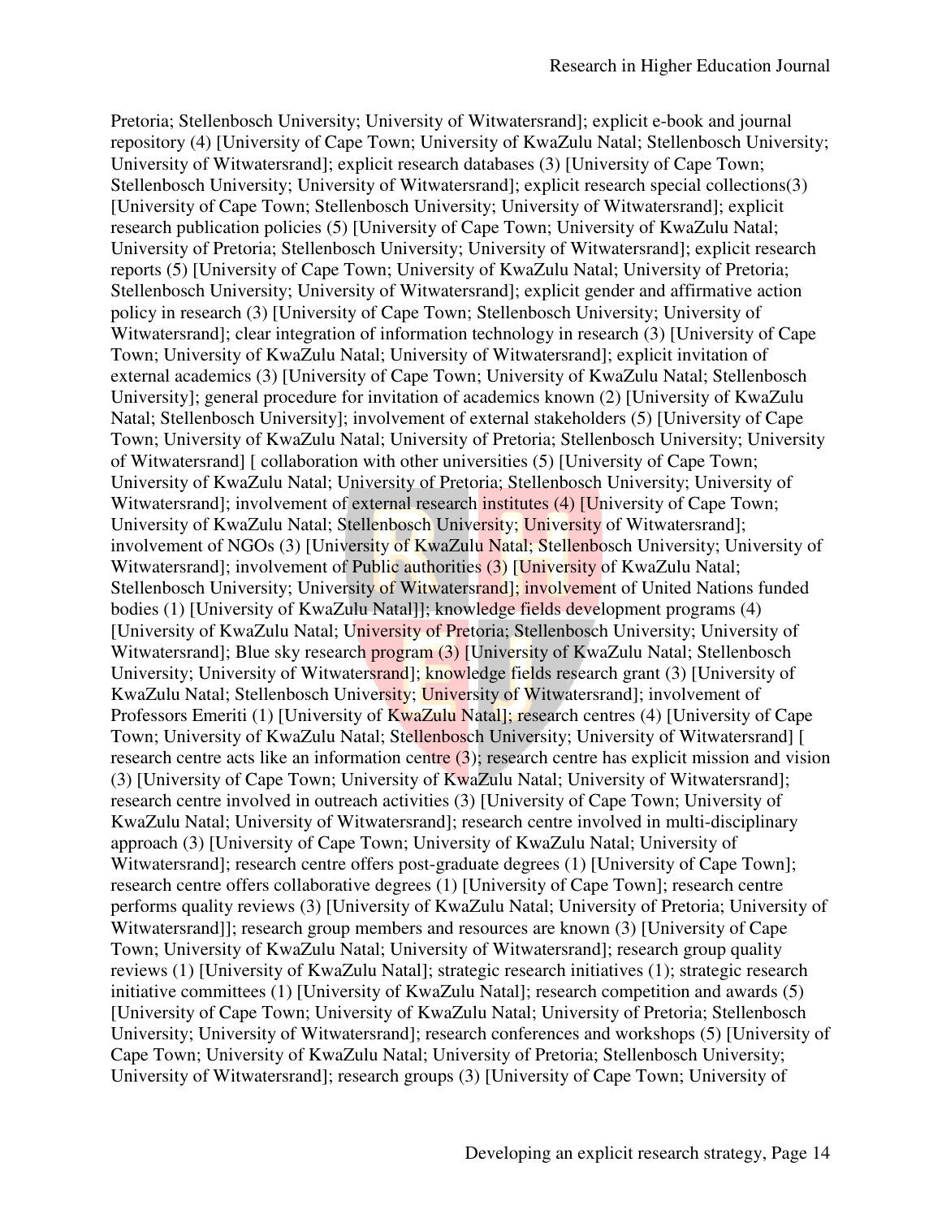Pretoria; Stellenbosch University; University of Witwatersrand]; explicit e-book and journal repository (4) [University of Cape Town; University of KwaZulu Natal; Stellenbosch University; University of Witwatersrand]; explicit research databases (3) [University of Cape Town; Stellenbosch University; University of Witwatersrand]; explicit research special collections(3) [University of Cape Town; Stellenbosch University; University of Witwatersrand]; explicit research publication policies (5) [University of Cape Town; University of KwaZulu Natal; University of Pretoria; Stellenbosch University; University of Witwatersrand]; explicit research reports (5) [University of Cape Town; University of KwaZulu Natal; University of Pretoria; Stellenbosch University; University of Witwatersrand]; explicit gender and affirmative action policy in research (3) [University of Cape Town; Stellenbosch University; University of Witwatersrand]; clear integration of information technology in research (3) [University of Cape Town; University of KwaZulu Natal; University of Witwatersrand]; explicit invitation of external academics (3) [University of Cape Town; University of KwaZulu Natal; Stellenbosch University]; general procedure for invitation of academics known (2) [University of KwaZulu Natal; Stellenbosch University]; involvement of external stakeholders (5) [University of Cape Town; University of KwaZulu Natal; University of Pretoria; Stellenbosch University; University of Witwatersrand] [ collaboration with other universities (5) [University of Cape Town; University of KwaZulu Natal; University of Pretoria; Stellenbosch University; University of Witwatersrand]; involvement of external research institutes (4) [University of Cape Town; University of KwaZulu Natal; Stellenbosch University; University of Witwatersrand]; involvement of NGOs (3) [University of KwaZulu Natal; Stellenbosch University; University of Witwatersrand]; involvement of Public authorities (3) [University of KwaZulu Natal; Stellenbosch University; University of Witwatersrand]; involvement of United Nations funded bodies (1) [University of KwaZulu Natal]]; knowledge fields development programs (4) [University of KwaZulu Natal; University of Pretoria; Stellenbosch University; University of Witwatersrand]; Blue sky research program (3) [University of KwaZulu Natal; Stellenbosch University; University of Witwatersrand]; knowledge fields research grant (3) [University of KwaZulu Natal; Stellenbosch University; University of Witwatersrand]; involvement of Professors Emeriti (1) [University of KwaZulu Natal]; research centres (4) [University of Cape Town; University of KwaZulu Natal; Stellenbosch University; University of Witwatersrand] [ research centre acts like an information centre (3); research centre has explicit mission and vision (3) [University of Cape Town; University of KwaZulu Natal; University of Witwatersrand]; research centre involved in outreach activities (3) [University of Cape Town; University of KwaZulu Natal; University of Witwatersrand]; research centre involved in multi-disciplinary approach (3) [University of Cape Town; University of KwaZulu Natal; University of Witwatersrand]; research centre offers post-graduate degrees (1) [University of Cape Town]; research centre offers collaborative degrees (1) [University of Cape Town]; research centre performs quality reviews (3) [University of KwaZulu Natal; University of Pretoria; University of Witwatersrand]]; research group members and resources are known (3) [University of Cape Town; University of KwaZulu Natal; University of Witwatersrand]; research group quality reviews (1) [University of KwaZulu Natal]; strategic research initiatives (1); strategic research initiative committees (1) [University of KwaZulu Natal]; research competition and awards (5) [University of Cape Town; University of KwaZulu Natal; University of Pretoria; Stellenbosch University; University of Witwatersrand]; research conferences and workshops (5) [University of Cape Town; University of KwaZulu Natal; University of Pretoria; Stellenbosch University; University of Witwatersrand]; research groups (3) [University of Cape Town; University of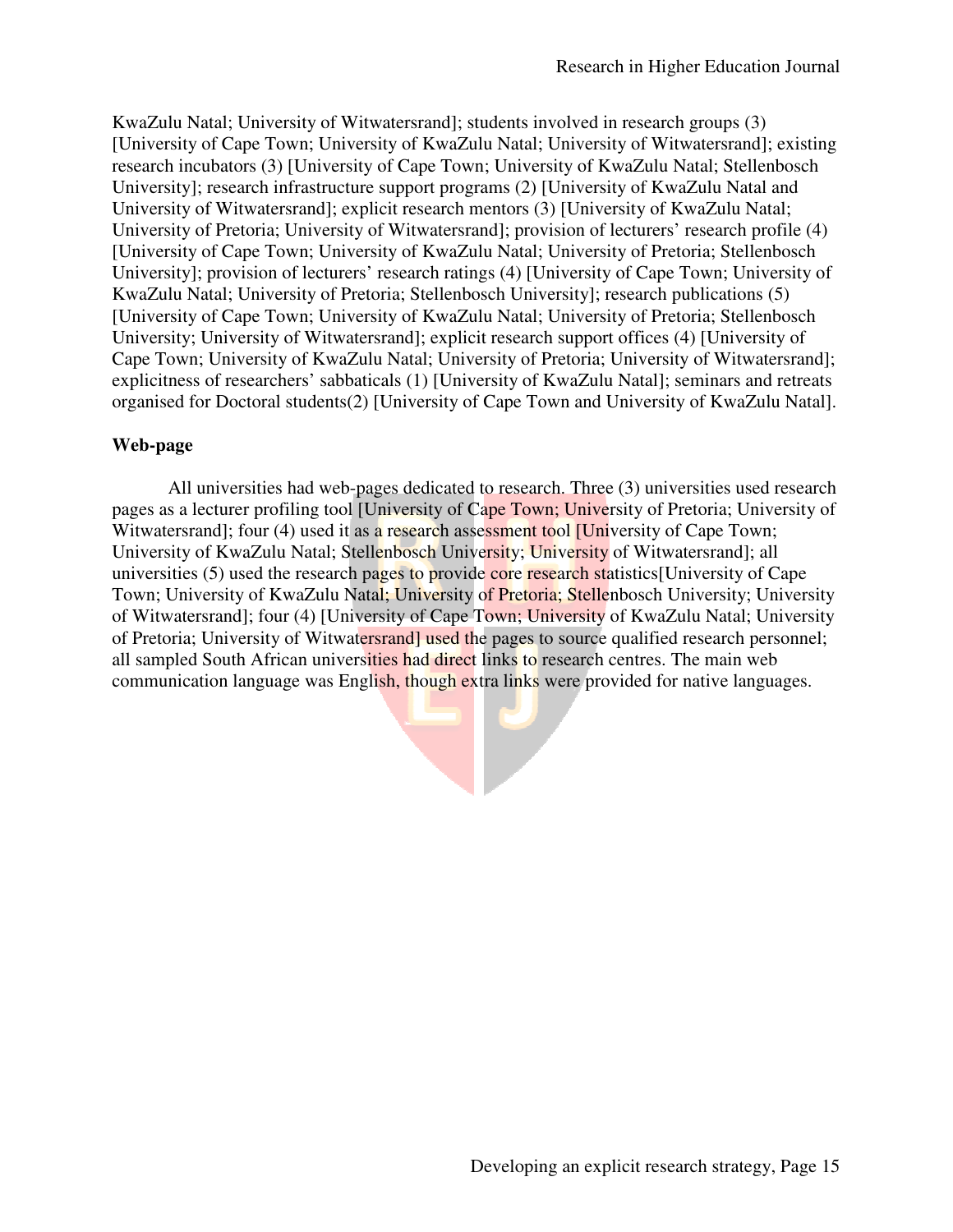KwaZulu Natal; University of Witwatersrand]; students involved in research groups (3) [University of Cape Town; University of KwaZulu Natal; University of Witwatersrand]; existing research incubators (3) [University of Cape Town; University of KwaZulu Natal; Stellenbosch University]; research infrastructure support programs (2) [University of KwaZulu Natal and University of Witwatersrand]; explicit research mentors (3) [University of KwaZulu Natal; University of Pretoria; University of Witwatersrand]; provision of lecturers' research profile (4) [University of Cape Town; University of KwaZulu Natal; University of Pretoria; Stellenbosch University]; provision of lecturers' research ratings (4) [University of Cape Town; University of KwaZulu Natal; University of Pretoria; Stellenbosch University]; research publications (5) [University of Cape Town; University of KwaZulu Natal; University of Pretoria; Stellenbosch University; University of Witwatersrand]; explicit research support offices (4) [University of Cape Town; University of KwaZulu Natal; University of Pretoria; University of Witwatersrand]; explicitness of researchers' sabbaticals (1) [University of KwaZulu Natal]; seminars and retreats organised for Doctoral students(2) [University of Cape Town and University of KwaZulu Natal].

**Web-page**

All universities had web-pages dedicated to research. Three (3) universities used research pages as a lecturer profiling tool [University of Cape Town; University of Pretoria; University of Witwatersrand]; four (4) used it as a research assessment tool [University of Cape Town; University of KwaZulu Natal; Stellenbosch University; University of Witwatersrand]; all universities (5) used the research pages to provide core research statistics[University of Cape Town; University of KwaZulu Natal; University of Pretoria; Stellenbosch University; University of Witwatersrand]; four (4) [University of Cape Town; University of KwaZulu Natal; University of Pretoria; University of Witwatersrand] used the pages to source qualified research personnel; all sampled South African universities had direct links to research centres. The main web communication language was English, though extra links were provided for native languages.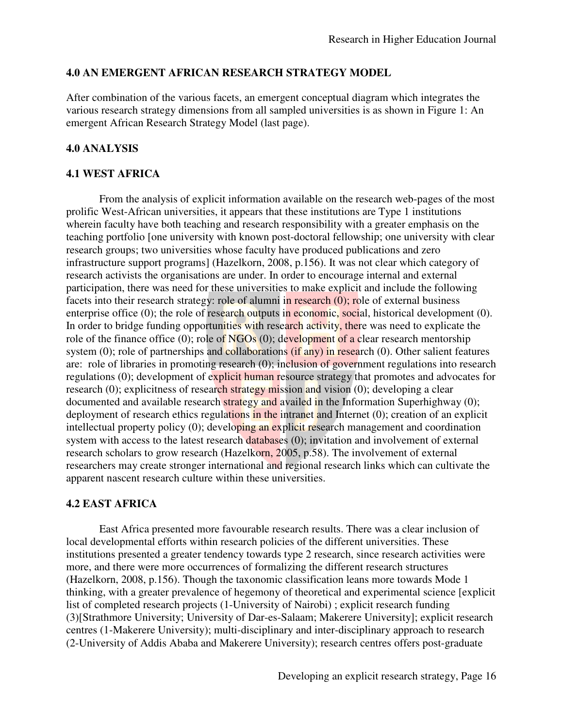## 4.0 AN EMERGENT AFRICAN RESEARCH STRATEGY MODEL

After combination of the various facets, an emergent conceptual diagram which integrates the various research strategy dimensions from all sampled universities is as shown in Figure 1: An emergent African Research Strategy Model (last page).

## 4.0 ANALYSIS

### 4.1 WEST AFRICA

From the analysis of explicit information available on the research web-pages of the most prolific West-African universities, it appears that these institutions are Type 1 institutions wherein faculty have both teaching and research responsibility with a greater emphasis on the teaching portfolio [one university with known post-doctoral fellowship; one university with clear research groups; two universities whose faculty have produced publications and zero infrastructure support programs] (Hazelkorn, 2008, p.156). It was not clear which category of research activists the organisations are under. In order to encourage internal and external participation, there was need for these universities to make explicit and include the following facets into their research strategy: role of alumni in research (0); role of external business enterprise office (0); the role of research outputs in economic, social, historical development (0). In order to bridge funding opportunities with research activity, there was need to explicate the role of the finance office (0); role of NGOs (0); development of a clear research mentorship system (0); role of partnerships and collaborations (if any) in research (0). Other salient features are: role of libraries in promoting research (0); inclusion of government regulations into research regulations (0); development of explicit human resource strategy that promotes and advocates for research (0); explicitness of research strategy mission and vision (0); developing a clear documented and available research strategy and availed in the Information Superhighway (0); deployment of research ethics regulations in the intranet and Internet (0); creation of an explicit intellectual property policy (0); developing an explicit research management and coordination system with access to the latest research databases (0); invitation and involvement of external research scholars to grow research (Hazelkorn, 2005, p.58). The involvement of external researchers may create stronger international and regional research links which can cultivate the apparent nascent research culture within these universities.

### 4.2 EAST AFRICA

East Africa presented more favourable research results. There was a clear inclusion of local developmental efforts within research policies of the different universities. These institutions presented a greater tendency towards type 2 research, since research activities were more, and there were more occurrences of formalizing the different research structures (Hazelkorn, 2008, p.156). Though the taxonomic classification leans more towards Mode 1 thinking, with a greater prevalence of hegemony of theoretical and experimental science [explicit list of completed research projects (1-University of Nairobi) ; explicit research funding (3)[Strathmore University; University of Dar-es-Salaam; Makerere University]; explicit research centres (1-Makerere University); multi-disciplinary and inter-disciplinary approach to research (2-University of Addis Ababa and Makerere University); research centres offers post-graduate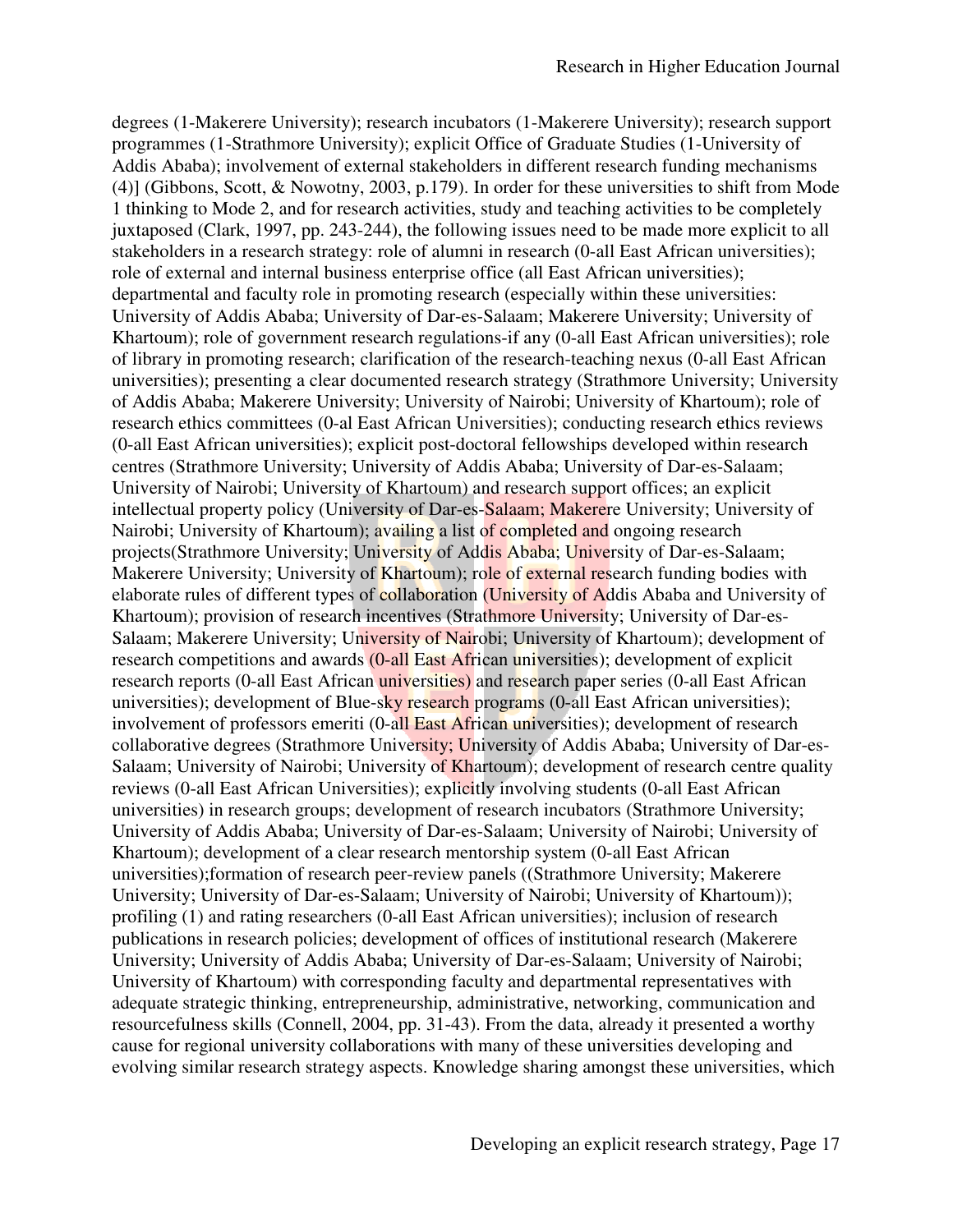degrees (1-Makerere University); research incubators (1-Makerere University); research support programmes (1-Strathmore University); explicit Office of Graduate Studies (1-University of Addis Ababa); involvement of external stakeholders in different research funding mechanisms (4)] (Gibbons, Scott, & Nowotny, 2003, p.179). In order for these universities to shift from Mode 1 thinking to Mode 2, and for research activities, study and teaching activities to be completely juxtaposed (Clark, 1997, pp. 243-244), the following issues need to be made more explicit to all stakeholders in a research strategy: role of alumni in research (0-all East African universities); role of external and internal business enterprise office (all East African universities); departmental and faculty role in promoting research (especially within these universities: University of Addis Ababa; University of Dar-es-Salaam; Makerere University; University of Khartoum); role of government research regulations-if any (0-all East African universities); role of library in promoting research; clarification of the research-teaching nexus (0-all East African universities); presenting a clear documented research strategy (Strathmore University; University of Addis Ababa; Makerere University; University of Nairobi; University of Khartoum); role of research ethics committees (0-al East African Universities); conducting research ethics reviews (0-all East African universities); explicit post-doctoral fellowships developed within research centres (Strathmore University; University of Addis Ababa; University of Dar-es-Salaam; University of Nairobi; University of Khartoum) and research support offices; an explicit intellectual property policy (University of Dar-es-Salaam; Makerere University; University of Nairobi; University of Khartoum); availing a list of completed and ongoing research projects(Strathmore University; University of Addis Ababa; University of Dar-es-Salaam; Makerere University; University of Khartoum); role of external research funding bodies with elaborate rules of different types of collaboration (University of Addis Ababa and University of Khartoum); provision of research incentives (Strathmore University; University of Dar-es-Salaam; Makerere University; University of Nairobi; University of Khartoum); development of research competitions and awards (0-all East African universities); development of explicit research reports (0-all East African universities) and research paper series (0-all East African universities); development of Blue-sky research programs (0-all East African universities); involvement of professors emeriti (0-all East African universities); development of research collaborative degrees (Strathmore University; University of Addis Ababa; University of Dar-es-Salaam; University of Nairobi; University of Khartoum); development of research centre quality reviews (0-all East African Universities); explicitly involving students (0-all East African universities) in research groups; development of research incubators (Strathmore University; University of Addis Ababa; University of Dar-es-Salaam; University of Nairobi; University of Khartoum); development of a clear research mentorship system (0-all East African universities);formation of research peer-review panels ((Strathmore University; Makerere University; University of Dar-es-Salaam; University of Nairobi; University of Khartoum)); profiling (1) and rating researchers (0-all East African universities); inclusion of research publications in research policies; development of offices of institutional research (Makerere University; University of Addis Ababa; University of Dar-es-Salaam; University of Nairobi; University of Khartoum) with corresponding faculty and departmental representatives with adequate strategic thinking, entrepreneurship, administrative, networking, communication and resourcefulness skills (Connell, 2004, pp. 31-43). From the data, already it presented a worthy cause for regional university collaborations with many of these universities developing and evolving similar research strategy aspects. Knowledge sharing amongst these universities, which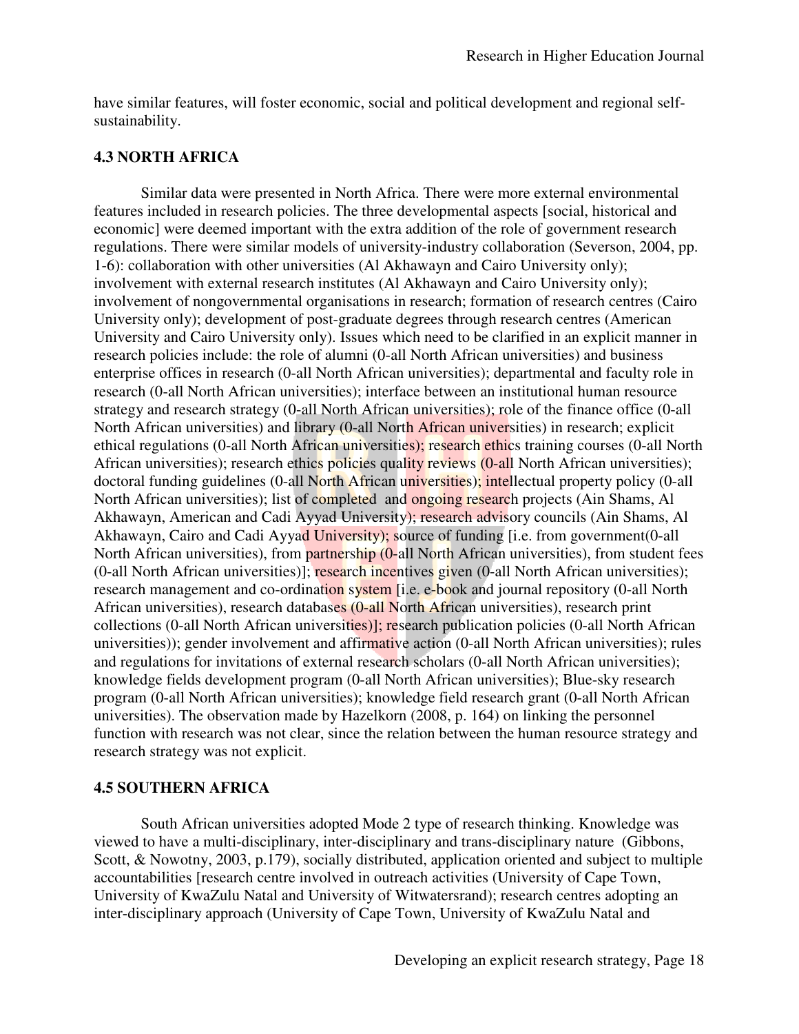have similar features, will foster economic, social and political development and regional self-sustainability.

## 4.3 NORTH AFRICA

Similar data were presented in North Africa. There were more external environmental features included in research policies. The three developmental aspects [social, historical and economic] were deemed important with the extra addition of the role of government research regulations. There were similar models of university-industry collaboration (Severson, 2004, pp. 1-6): collaboration with other universities (Al Akhawayn and Cairo University only); involvement with external research institutes (Al Akhawayn and Cairo University only); involvement of nongovernmental organisations in research; formation of research centres (Cairo University only); development of post-graduate degrees through research centres (American University and Cairo University only). Issues which need to be clarified in an explicit manner in research policies include: the role of alumni (0-all North African universities) and business enterprise offices in research (0-all North African universities); departmental and faculty role in research (0-all North African universities); interface between an institutional human resource strategy and research strategy (0-all North African universities); role of the finance office (0-all North African universities) and library (0-all North African universities) in research; explicit ethical regulations (0-all North African universities); research ethics training courses (0-all North African universities); research ethics policies quality reviews (0-all North African universities); doctoral funding guidelines (0-all North African universities); intellectual property policy (0-all North African universities); list of completed and ongoing research projects (Ain Shams, Al Akhawayn, American and Cadi Ayyad University); research advisory councils (Ain Shams, Al Akhawayn, Cairo and Cadi Ayyad University); source of funding [i.e. from government(0-all North African universities), from partnership (0-all North African universities), from student fees (0-all North African universities)]; research incentives given (0-all North African universities); research management and co-ordination system [i.e. e-book and journal repository (0-all North African universities), research databases (0-all North African universities), research print collections (0-all North African universities)]; research publication policies (0-all North African universities)); gender involvement and affirmative action (0-all North African universities); rules and regulations for invitations of external research scholars (0-all North African universities); knowledge fields development program (0-all North African universities); Blue-sky research program (0-all North African universities); knowledge field research grant (0-all North African universities). The observation made by Hazelkorn (2008, p. 164) on linking the personnel function with research was not clear, since the relation between the human resource strategy and research strategy was not explicit.

## 4.5 SOUTHERN AFRICA

South African universities adopted Mode 2 type of research thinking. Knowledge was viewed to have a multi-disciplinary, inter-disciplinary and trans-disciplinary nature (Gibbons, Scott, & Nowotny, 2003, p.179), socially distributed, application oriented and subject to multiple accountabilities [research centre involved in outreach activities (University of Cape Town, University of KwaZulu Natal and University of Witwatersrand); research centres adopting an inter-disciplinary approach (University of Cape Town, University of KwaZulu Natal and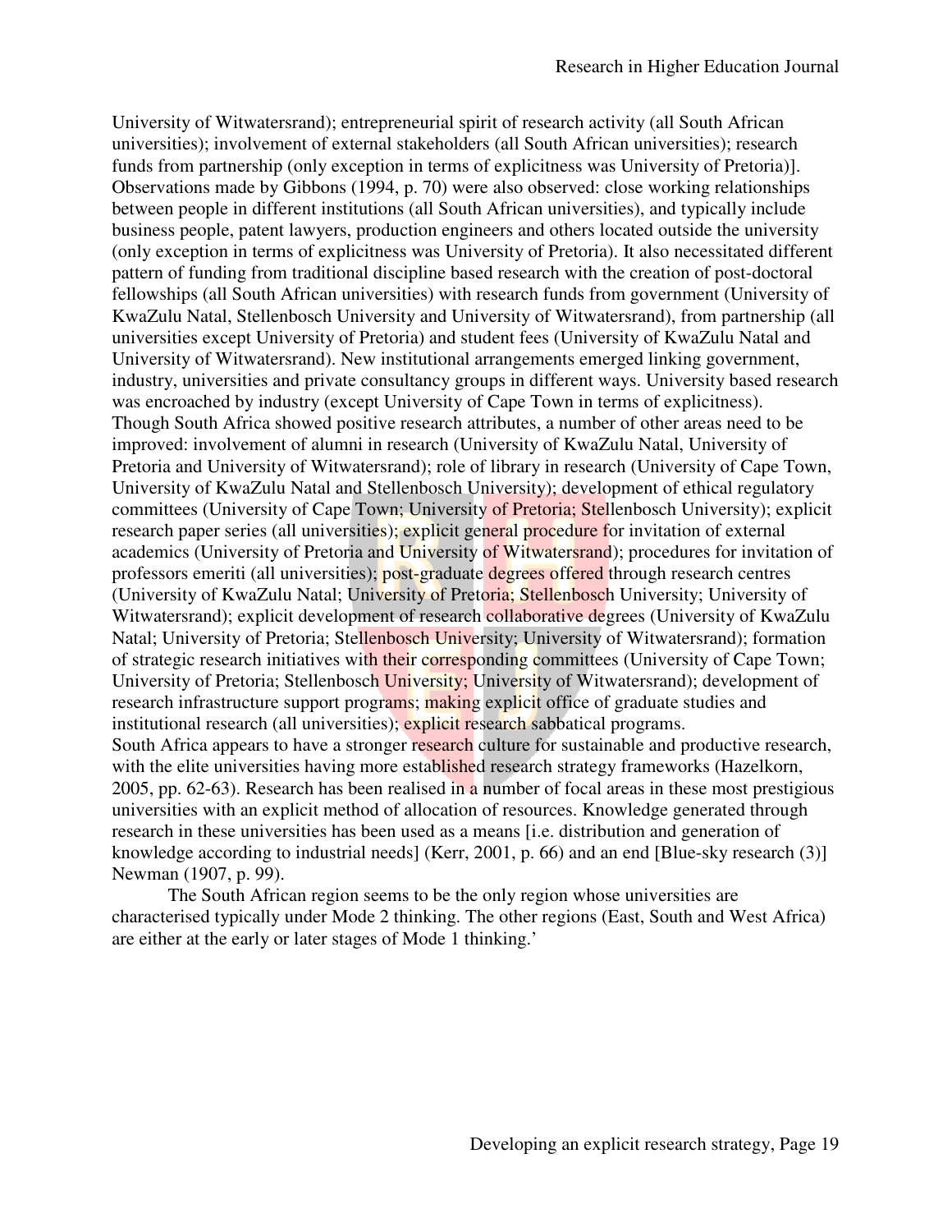University of Witwatersrand); entrepreneurial spirit of research activity (all South African universities); involvement of external stakeholders (all South African universities); research funds from partnership (only exception in terms of explicitness was University of Pretoria)]. Observations made by Gibbons (1994, p. 70) were also observed: close working relationships between people in different institutions (all South African universities), and typically include business people, patent lawyers, production engineers and others located outside the university (only exception in terms of explicitness was University of Pretoria). It also necessitated different pattern of funding from traditional discipline based research with the creation of post-doctoral fellowships (all South African universities) with research funds from government (University of KwaZulu Natal, Stellenbosch University and University of Witwatersrand), from partnership (all universities except University of Pretoria) and student fees (University of KwaZulu Natal and University of Witwatersrand). New institutional arrangements emerged linking government, industry, universities and private consultancy groups in different ways. University based research was encroached by industry (except University of Cape Town in terms of explicitness).
Though South Africa showed positive research attributes, a number of other areas need to be improved: involvement of alumni in research (University of KwaZulu Natal, University of Pretoria and University of Witwatersrand); role of library in research (University of Cape Town, University of KwaZulu Natal and Stellenbosch University); development of ethical regulatory committees (University of Cape Town; University of Pretoria; Stellenbosch University); explicit research paper series (all universities); explicit general procedure for invitation of external academics (University of Pretoria and University of Witwatersrand); procedures for invitation of professors emeriti (all universities); post-graduate degrees offered through research centres (University of KwaZulu Natal; University of Pretoria; Stellenbosch University; University of Witwatersrand); explicit development of research collaborative degrees (University of KwaZulu Natal; University of Pretoria; Stellenbosch University; University of Witwatersrand); formation of strategic research initiatives with their corresponding committees (University of Cape Town; University of Pretoria; Stellenbosch University; University of Witwatersrand); development of research infrastructure support programs; making explicit office of graduate studies and institutional research (all universities); explicit research sabbatical programs.
South Africa appears to have a stronger research culture for sustainable and productive research, with the elite universities having more established research strategy frameworks (Hazelkorn, 2005, pp. 62-63). Research has been realised in a number of focal areas in these most prestigious universities with an explicit method of allocation of resources. Knowledge generated through research in these universities has been used as a means [i.e. distribution and generation of knowledge according to industrial needs] (Kerr, 2001, p. 66) and an end [Blue-sky research (3)] Newman (1907, p. 99).

The South African region seems to be the only region whose universities are characterised typically under Mode 2 thinking. The other regions (East, South and West Africa) are either at the early or later stages of Mode 1 thinking.'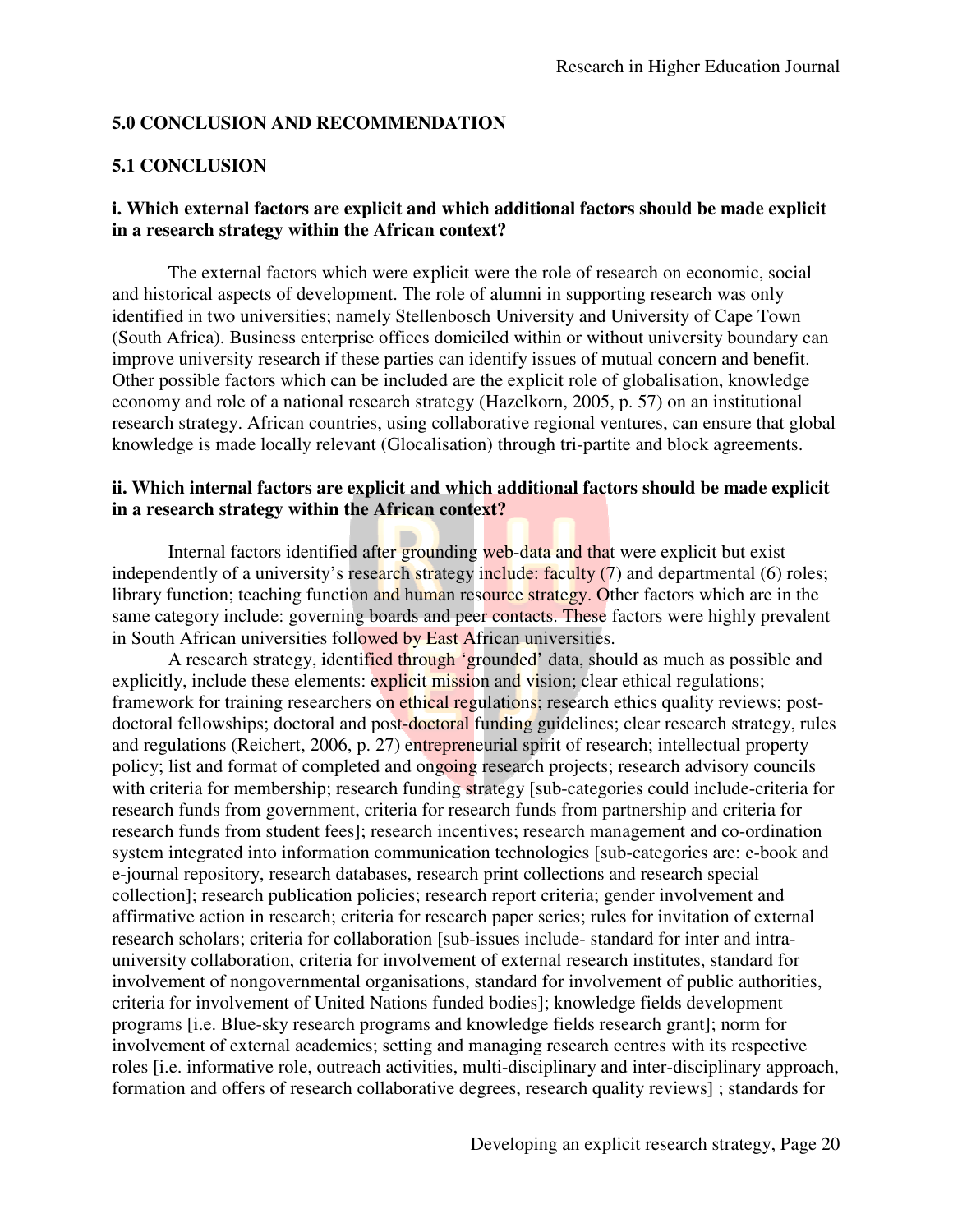## 5.0 CONCLUSION AND RECOMMENDATION

### 5.1 CONCLUSION

#### i. Which external factors are explicit and which additional factors should be made explicit in a research strategy within the African context?

The external factors which were explicit were the role of research on economic, social and historical aspects of development. The role of alumni in supporting research was only identified in two universities; namely Stellenbosch University and University of Cape Town (South Africa). Business enterprise offices domiciled within or without university boundary can improve university research if these parties can identify issues of mutual concern and benefit. Other possible factors which can be included are the explicit role of globalisation, knowledge economy and role of a national research strategy (Hazelkorn, 2005, p. 57) on an institutional research strategy. African countries, using collaborative regional ventures, can ensure that global knowledge is made locally relevant (Glocalisation) through tri-partite and block agreements.

#### ii. Which internal factors are explicit and which additional factors should be made explicit in a research strategy within the African context?

Internal factors identified after grounding web-data and that were explicit but exist independently of a university's research strategy include: faculty (7) and departmental (6) roles; library function; teaching function and human resource strategy. Other factors which are in the same category include: governing boards and peer contacts. These factors were highly prevalent in South African universities followed by East African universities.

A research strategy, identified through 'grounded' data, should as much as possible and explicitly, include these elements: explicit mission and vision; clear ethical regulations; framework for training researchers on ethical regulations; research ethics quality reviews; post-doctoral fellowships; doctoral and post-doctoral funding guidelines; clear research strategy, rules and regulations (Reichert, 2006, p. 27) entrepreneurial spirit of research; intellectual property policy; list and format of completed and ongoing research projects; research advisory councils with criteria for membership; research funding strategy [sub-categories could include-criteria for research funds from government, criteria for research funds from partnership and criteria for research funds from student fees]; research incentives; research management and co-ordination system integrated into information communication technologies [sub-categories are: e-book and e-journal repository, research databases, research print collections and research special collection]; research publication policies; research report criteria; gender involvement and affirmative action in research; criteria for research paper series; rules for invitation of external research scholars; criteria for collaboration [sub-issues include- standard for inter and intra-university collaboration, criteria for involvement of external research institutes, standard for involvement of nongovernmental organisations, standard for involvement of public authorities, criteria for involvement of United Nations funded bodies]; knowledge fields development programs [i.e. Blue-sky research programs and knowledge fields research grant]; norm for involvement of external academics; setting and managing research centres with its respective roles [i.e. informative role, outreach activities, multi-disciplinary and inter-disciplinary approach, formation and offers of research collaborative degrees, research quality reviews] ; standards for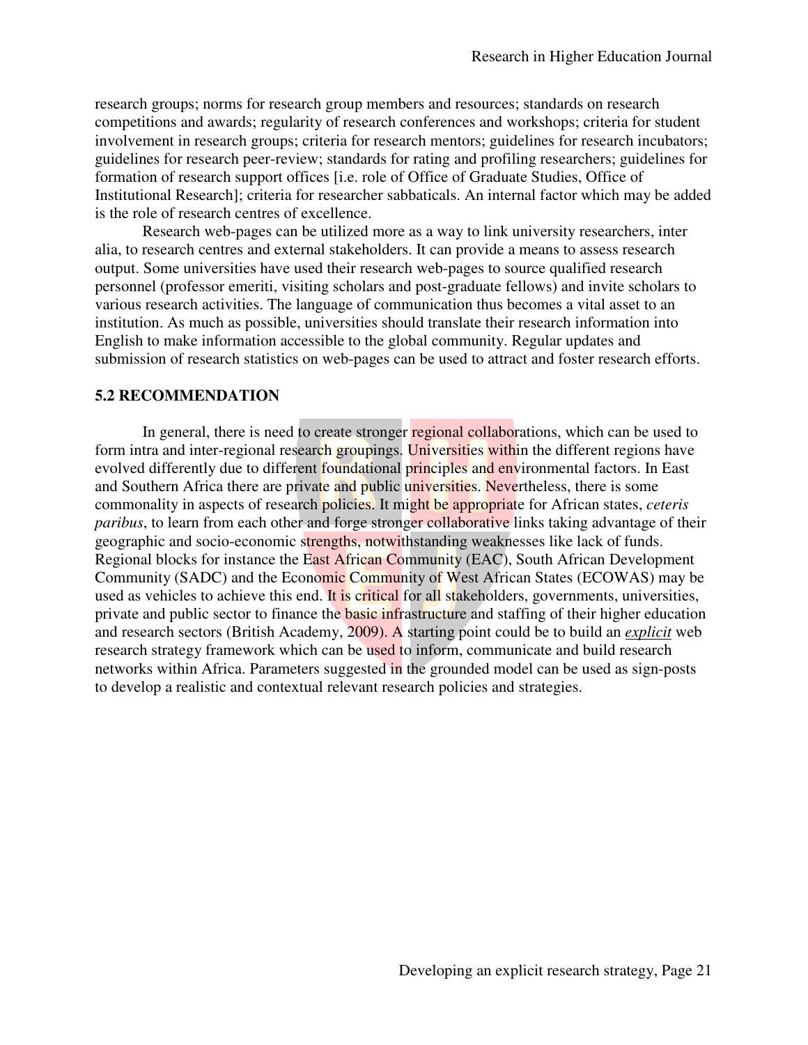research groups; norms for research group members and resources; standards on research competitions and awards; regularity of research conferences and workshops; criteria for student involvement in research groups; criteria for research mentors; guidelines for research incubators; guidelines for research peer-review; standards for rating and profiling researchers; guidelines for formation of research support offices [i.e. role of Office of Graduate Studies, Office of Institutional Research]; criteria for researcher sabbaticals. An internal factor which may be added is the role of research centres of excellence.

Research web-pages can be utilized more as a way to link university researchers, inter alia, to research centres and external stakeholders. It can provide a means to assess research output. Some universities have used their research web-pages to source qualified research personnel (professor emeriti, visiting scholars and post-graduate fellows) and invite scholars to various research activities. The language of communication thus becomes a vital asset to an institution. As much as possible, universities should translate their research information into English to make information accessible to the global community. Regular updates and submission of research statistics on web-pages can be used to attract and foster research efforts.

## 5.2 RECOMMENDATION

In general, there is need to create stronger regional collaborations, which can be used to form intra and inter-regional research groupings. Universities within the different regions have evolved differently due to different foundational principles and environmental factors. In East and Southern Africa there are private and public universities. Nevertheless, there is some commonality in aspects of research policies. It might be appropriate for African states, *ceteris paribus*, to learn from each other and forge stronger collaborative links taking advantage of their geographic and socio-economic strengths, notwithstanding weaknesses like lack of funds. Regional blocks for instance the East African Community (EAC), South African Development Community (SADC) and the Economic Community of West African States (ECOWAS) may be used as vehicles to achieve this end. It is critical for all stakeholders, governments, universities, private and public sector to finance the basic infrastructure and staffing of their higher education and research sectors (British Academy, 2009). A starting point could be to build an ***explicit*** web research strategy framework which can be used to inform, communicate and build research networks within Africa. Parameters suggested in the grounded model can be used as sign-posts to develop a realistic and contextual relevant research policies and strategies.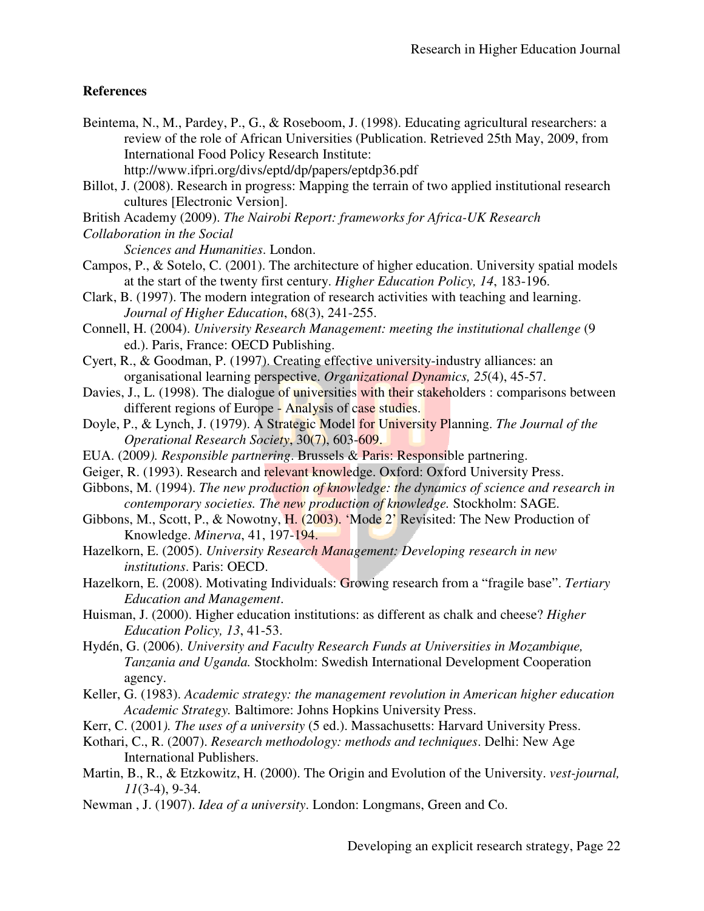## References

Beintema, N., M., Pardey, P., G., & Roseboom, J. (1998). Educating agricultural researchers: a review of the role of African Universities (Publication. Retrieved 25th May, 2009, from International Food Policy Research Institute: http://www.ifpri.org/divs/eptd/dp/papers/eptdp36.pdf

Billot, J. (2008). Research in progress: Mapping the terrain of two applied institutional research cultures [Electronic Version].

British Academy (2009). *The Nairobi Report: frameworks for Africa-UK Research Collaboration in the Social Sciences and Humanities*. London.

Campos, P., & Sotelo, C. (2001). The architecture of higher education. University spatial models at the start of the twenty first century. *Higher Education Policy, 14*, 183-196.

Clark, B. (1997). The modern integration of research activities with teaching and learning. *Journal of Higher Education*, 68(3), 241-255.

Connell, H. (2004). *University Research Management: meeting the institutional challenge* (9 ed.). Paris, France: OECD Publishing.

Cyert, R., & Goodman, P. (1997). Creating effective university-industry alliances: an organisational learning perspective. *Organizational Dynamics, 25*(4), 45-57.

Davies, J., L. (1998). The dialogue of universities with their stakeholders : comparisons between different regions of Europe - Analysis of case studies.

Doyle, P., & Lynch, J. (1979). A Strategic Model for University Planning. *The Journal of the Operational Research Society*, 30(7), 603-609.

EUA. (2009*). Responsible partnering*. Brussels & Paris: Responsible partnering.

Geiger, R. (1993). Research and relevant knowledge. Oxford: Oxford University Press.

Gibbons, M. (1994). *The new production of knowledge: the dynamics of science and research in contemporary societies. The new production of knowledge.* Stockholm: SAGE.

Gibbons, M., Scott, P., & Nowotny, H. (2003). 'Mode 2' Revisited: The New Production of Knowledge. *Minerva*, 41, 197-194.

Hazelkorn, E. (2005). *University Research Management: Developing research in new institutions*. Paris: OECD.

Hazelkorn, E. (2008). Motivating Individuals: Growing research from a "fragile base". *Tertiary Education and Management*.

Huisman, J. (2000). Higher education institutions: as different as chalk and cheese? *Higher Education Policy, 13*, 41-53.

Hydén, G. (2006). *University and Faculty Research Funds at Universities in Mozambique, Tanzania and Uganda.* Stockholm: Swedish International Development Cooperation agency.

Keller, G. (1983). *Academic strategy: the management revolution in American higher education Academic Strategy.* Baltimore: Johns Hopkins University Press.

Kerr, C. (2001*). The uses of a university* (5 ed.). Massachusetts: Harvard University Press.

Kothari, C., R. (2007). *Research methodology: methods and techniques*. Delhi: New Age International Publishers.

Martin, B., R., & Etzkowitz, H. (2000). The Origin and Evolution of the University. *vest-journal, 11*(3-4), 9-34.

Newman , J. (1907). *Idea of a university*. London: Longmans, Green and Co.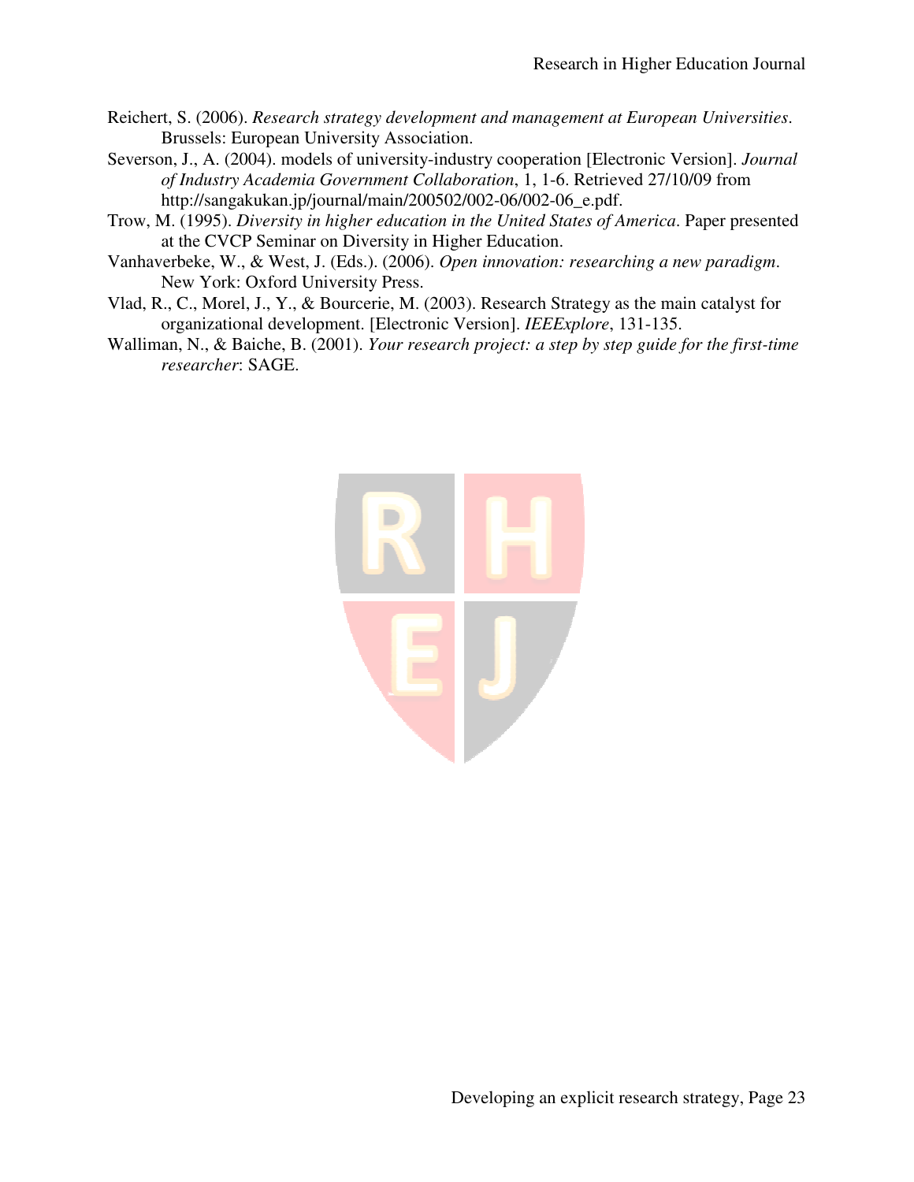Reichert, S. (2006). *Research strategy development and management at European Universities*. Brussels: European University Association.

Severson, J., A. (2004). models of university-industry cooperation [Electronic Version]. *Journal of Industry Academia Government Collaboration*, 1, 1-6. Retrieved 27/10/09 from http://sangakukan.jp/journal/main/200502/002-06/002-06_e.pdf.

Trow, M. (1995). *Diversity in higher education in the United States of America*. Paper presented at the CVCP Seminar on Diversity in Higher Education.

Vanhaverbeke, W., & West, J. (Eds.). (2006). *Open innovation: researching a new paradigm*. New York: Oxford University Press.

Vlad, R., C., Morel, J., Y., & Bourcerie, M. (2003). Research Strategy as the main catalyst for organizational development. [Electronic Version]. *IEEExplore*, 131-135.

Walliman, N., & Baiche, B. (2001). *Your research project: a step by step guide for the first-time researcher*: SAGE.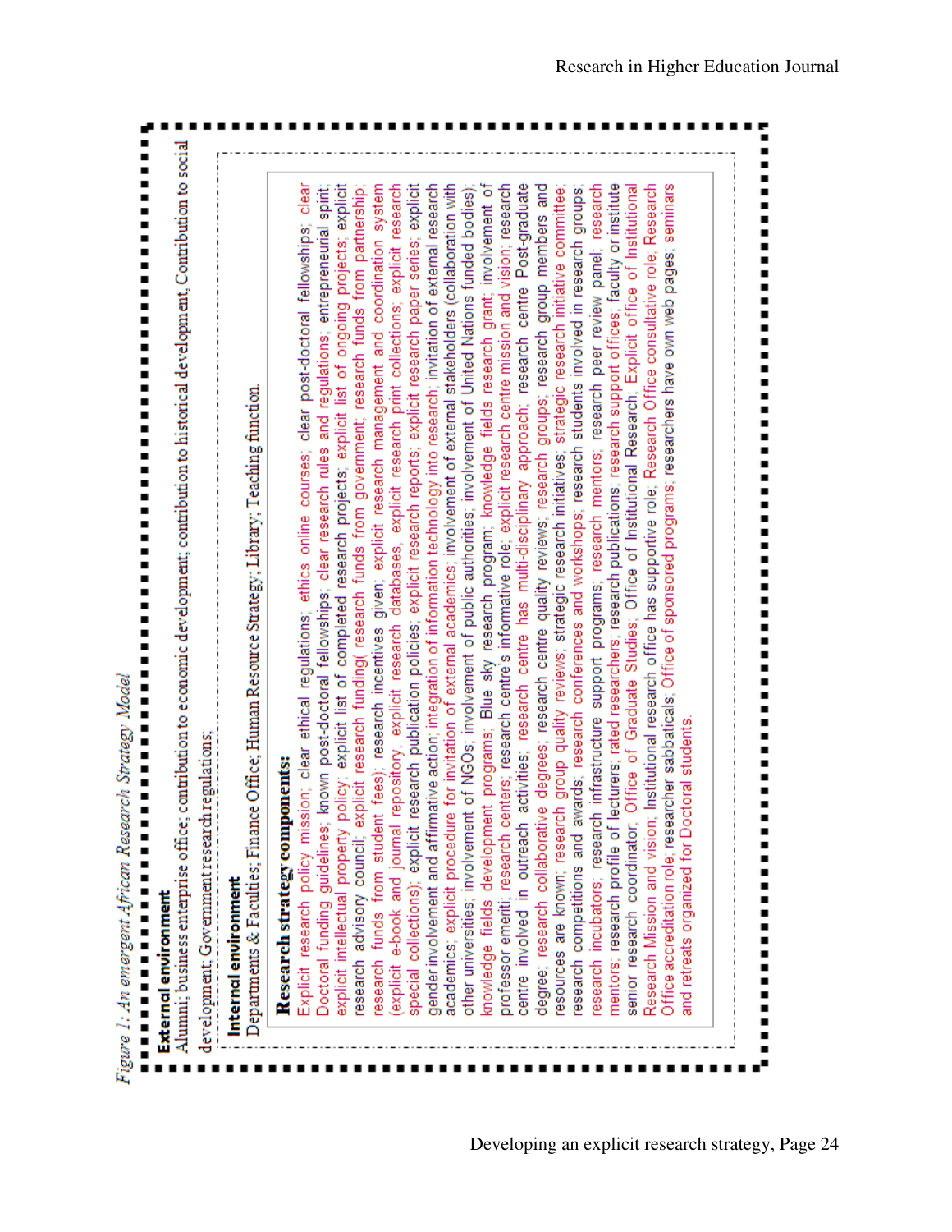*Figure 1: An emergent African Research Strategy Model*

**External environment**

Alumni; business enterprise office; contribution to economic development; contribution to historical development, Contribution to social development; Government research regulations;

**Internal environment**

Departments & Faculties; Finance Office; Human Resource Strategy; Library; Teaching function.

**Research strategy components:**

Explicit research policy mission; clear ethical regulations; ethics online courses; clear post-doctoral fellowships; clear Doctoral funding guidelines; known post-doctoral fellowships; clear research rules and regulations; entrepreneurial spirit; explicit intellectual property policy; explicit list of completed research projects; explicit list of ongoing projects; explicit research advisory council; explicit research funding( research funds from government; research funds from partnership; research funds from student fees); research incentives given; explicit research management and coordination system (explicit e-book and journal repository, explicit research databases, explicit research print collections; explicit research special collections); explicit research publication policies; explicit research reports; explicit research paper series; explicit gender involvement and affirmative action; integration of information technology into research; invitation of external research academics; explicit procedure for invitation of external academics; involvement of external stakeholders (collaboration with other universities; involvement of NGOs; involvement of public authorities; involvement of United Nations funded bodies); knowledge fields development programs; Blue sky research program; knowledge fields research grant; involvement of professor emeriti; research centers; research centre's informative role; explicit research centre mission and vision; research centre involved in outreach activities; research centre has multi-disciplinary approach; research centre Post-graduate degree; research collaborative degrees; research centre quality reviews; research groups; research group members and resources are known; research group quality reviews; strategic research initiatives; strategic research initiative committee; research competitions and awards; research conferences and workshops; research students involved in research groups; research incubators; research infrastructure support programs; research mentors; research peer review panel; research mentors; research profile of lecturers; rated researchers; research publications; research support offices; faculty or institute senior research coordinator; Office of Graduate Studies; Office of Institutional Research; Explicit office of Institutional Research Mission and vision; Institutional research office has supportive role; Research Office consultative role; Research Office accreditation role; researcher sabbaticals; Office of sponsored programs; researchers have own web pages; seminars and retreats organized for Doctoral students.